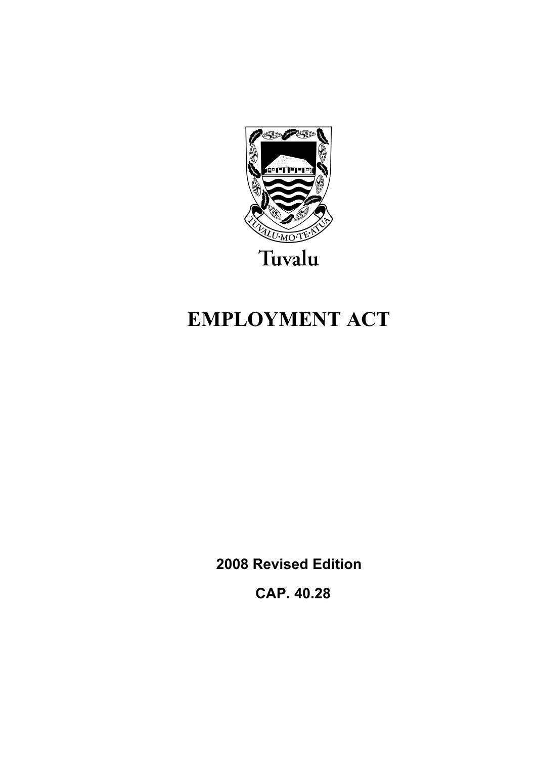TUVALU·MO·TE·ATUA

Tuvalu

# EMPLOYMENT ACT

**2008 Revised Edition**

**CAP. 40.28**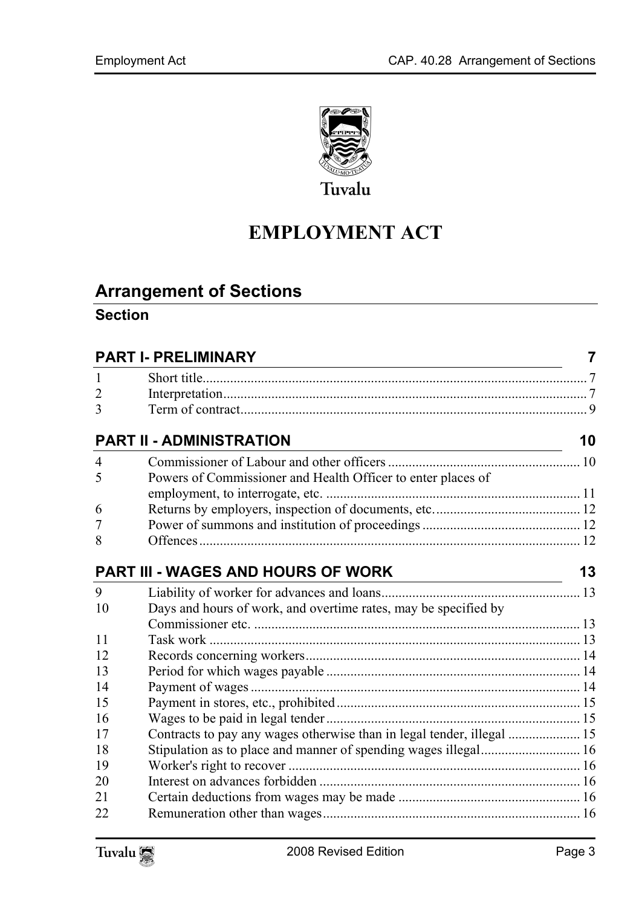Tuvalu

# EMPLOYMENT ACT

## Arrangement of Sections

### Section

| | | |
|---|---|---|
| **PART I- PRELIMINARY** | | **7** |
| 1 | Short title | 7 |
| 2 | Interpretation | 7 |
| 3 | Term of contract | 9 |
| **PART II - ADMINISTRATION** | | **10** |
| 4 | Commissioner of Labour and other officers | 10 |
| 5 | Powers of Commissioner and Health Officer to enter places of employment, to interrogate, etc. | 11 |
| 6 | Returns by employers, inspection of documents, etc. | 12 |
| 7 | Power of summons and institution of proceedings | 12 |
| 8 | Offences | 12 |
| **PART III - WAGES AND HOURS OF WORK** | | **13** |
| 9 | Liability of worker for advances and loans | 13 |
| 10 | Days and hours of work, and overtime rates, may be specified by Commissioner etc. | 13 |
| 11 | Task work | 13 |
| 12 | Records concerning workers | 14 |
| 13 | Period for which wages payable | 14 |
| 14 | Payment of wages | 14 |
| 15 | Payment in stores, etc., prohibited | 15 |
| 16 | Wages to be paid in legal tender | 15 |
| 17 | Contracts to pay any wages otherwise than in legal tender, illegal | 15 |
| 18 | Stipulation as to place and manner of spending wages illegal | 16 |
| 19 | Worker's right to recover | 16 |
| 20 | Interest on advances forbidden | 16 |
| 21 | Certain deductions from wages may be made | 16 |
| 22 | Remuneration other than wages | 16 |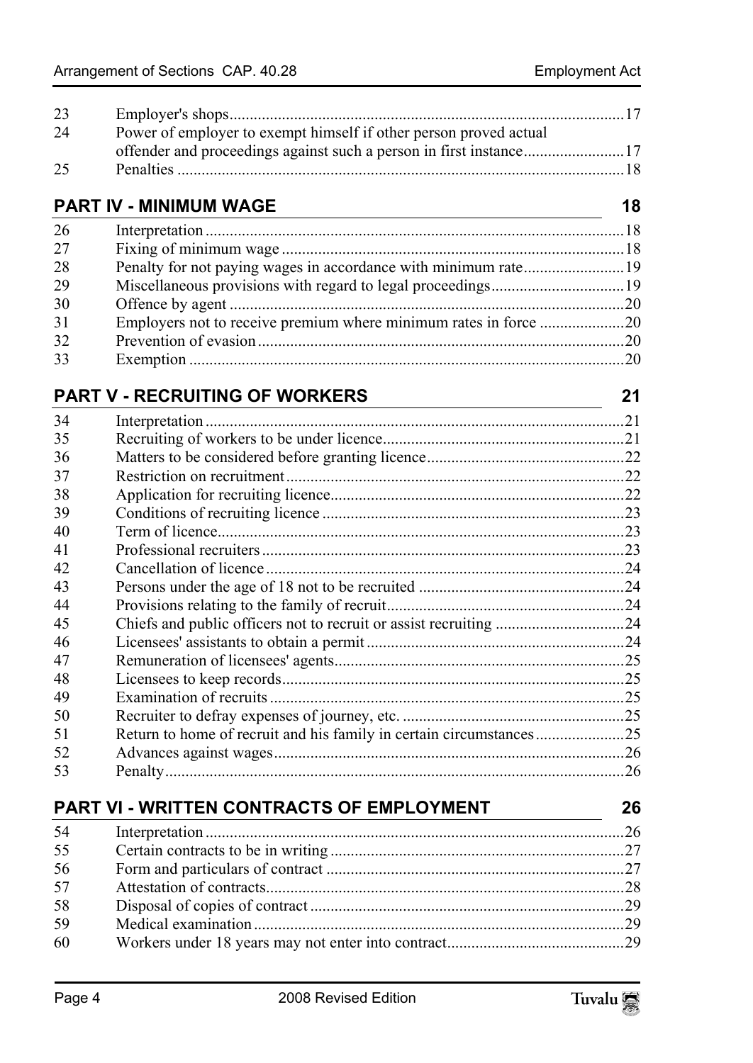| | | |
|---|---|---|
| 23 | Employer's shops | 17 |
| 24 | Power of employer to exempt himself if other person proved actual offender and proceedings against such a person in first instance | 17 |
| 25 | Penalties | 18 |

## PART IV - MINIMUM WAGE 18

| | | |
|---|---|---|
| 26 | Interpretation | 18 |
| 27 | Fixing of minimum wage | 18 |
| 28 | Penalty for not paying wages in accordance with minimum rate | 19 |
| 29 | Miscellaneous provisions with regard to legal proceedings | 19 |
| 30 | Offence by agent | 20 |
| 31 | Employers not to receive premium where minimum rates in force | 20 |
| 32 | Prevention of evasion | 20 |
| 33 | Exemption | 20 |

## PART V - RECRUITING OF WORKERS 21

| | | |
|---|---|---|
| 34 | Interpretation | 21 |
| 35 | Recruiting of workers to be under licence | 21 |
| 36 | Matters to be considered before granting licence | 22 |
| 37 | Restriction on recruitment | 22 |
| 38 | Application for recruiting licence | 22 |
| 39 | Conditions of recruiting licence | 23 |
| 40 | Term of licence | 23 |
| 41 | Professional recruiters | 23 |
| 42 | Cancellation of licence | 24 |
| 43 | Persons under the age of 18 not to be recruited | 24 |
| 44 | Provisions relating to the family of recruit | 24 |
| 45 | Chiefs and public officers not to recruit or assist recruiting | 24 |
| 46 | Licensees' assistants to obtain a permit | 24 |
| 47 | Remuneration of licensees' agents | 25 |
| 48 | Licensees to keep records | 25 |
| 49 | Examination of recruits | 25 |
| 50 | Recruiter to defray expenses of journey, etc. | 25 |
| 51 | Return to home of recruit and his family in certain circumstances | 25 |
| 52 | Advances against wages | 26 |
| 53 | Penalty | 26 |

## PART VI - WRITTEN CONTRACTS OF EMPLOYMENT 26

| | | |
|---|---|---|
| 54 | Interpretation | 26 |
| 55 | Certain contracts to be in writing | 27 |
| 56 | Form and particulars of contract | 27 |
| 57 | Attestation of contracts | 28 |
| 58 | Disposal of copies of contract | 29 |
| 59 | Medical examination | 29 |
| 60 | Workers under 18 years may not enter into contract | 29 |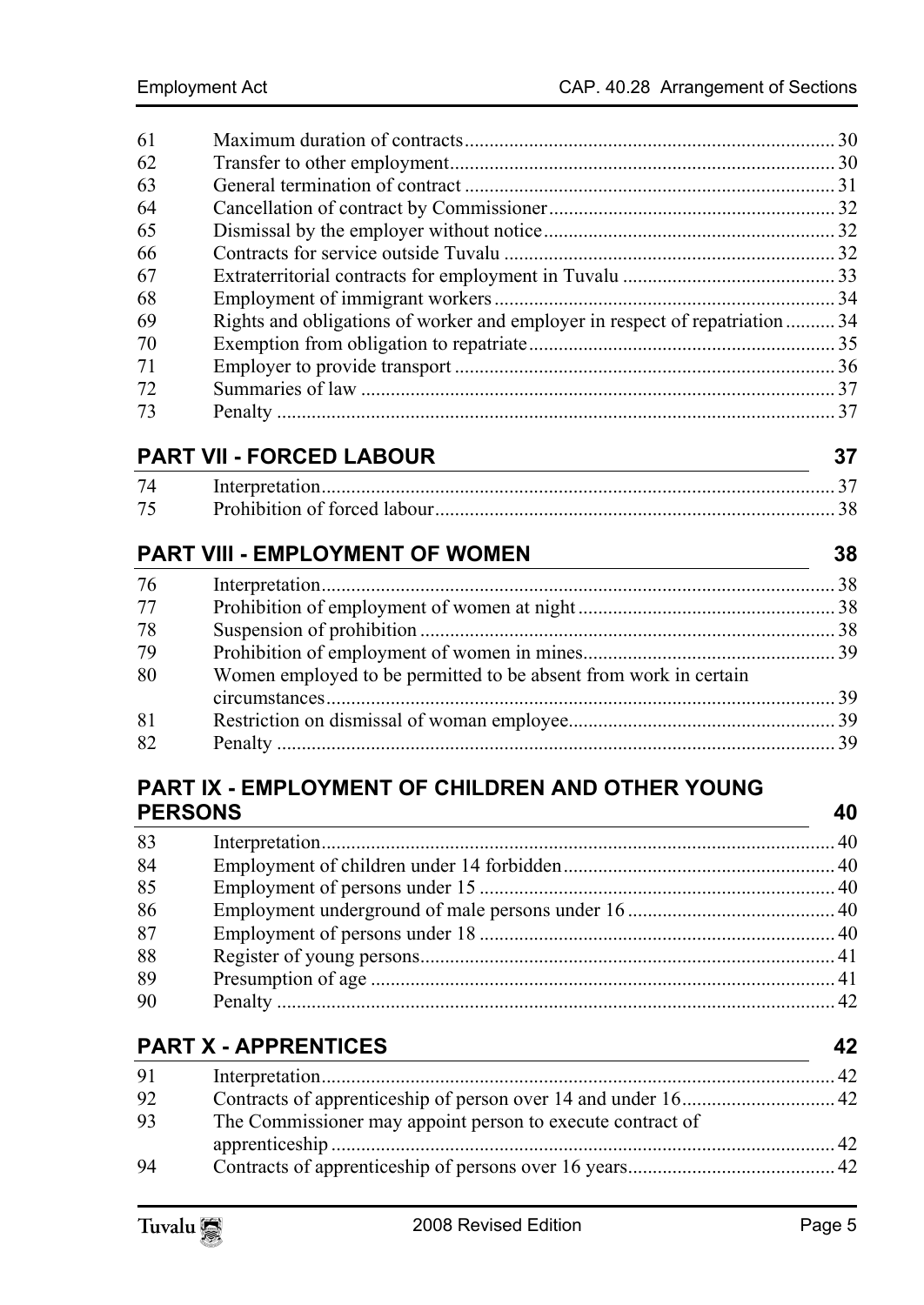| | | |
|---|---|---|
| 61 | Maximum duration of contracts | 30 |
| 62 | Transfer to other employment | 30 |
| 63 | General termination of contract | 31 |
| 64 | Cancellation of contract by Commissioner | 32 |
| 65 | Dismissal by the employer without notice | 32 |
| 66 | Contracts for service outside Tuvalu | 32 |
| 67 | Extraterritorial contracts for employment in Tuvalu | 33 |
| 68 | Employment of immigrant workers | 34 |
| 69 | Rights and obligations of worker and employer in respect of repatriation | 34 |
| 70 | Exemption from obligation to repatriate | 35 |
| 71 | Employer to provide transport | 36 |
| 72 | Summaries of law | 37 |
| 73 | Penalty | 37 |

## PART VII - FORCED LABOUR 37

| | | |
|---|---|---|
| 74 | Interpretation | 37 |
| 75 | Prohibition of forced labour | 38 |

## PART VIII - EMPLOYMENT OF WOMEN 38

| | | |
|---|---|---|
| 76 | Interpretation | 38 |
| 77 | Prohibition of employment of women at night | 38 |
| 78 | Suspension of prohibition | 38 |
| 79 | Prohibition of employment of women in mines | 39 |
| 80 | Women employed to be permitted to be absent from work in certain circumstances | 39 |
| 81 | Restriction on dismissal of woman employee | 39 |
| 82 | Penalty | 39 |

## PART IX - EMPLOYMENT OF CHILDREN AND OTHER YOUNG PERSONS 40

| | | |
|---|---|---|
| 83 | Interpretation | 40 |
| 84 | Employment of children under 14 forbidden | 40 |
| 85 | Employment of persons under 15 | 40 |
| 86 | Employment underground of male persons under 16 | 40 |
| 87 | Employment of persons under 18 | 40 |
| 88 | Register of young persons | 41 |
| 89 | Presumption of age | 41 |
| 90 | Penalty | 42 |

## PART X - APPRENTICES 42

| | | |
|---|---|---|
| 91 | Interpretation | 42 |
| 92 | Contracts of apprenticeship of person over 14 and under 16 | 42 |
| 93 | The Commissioner may appoint person to execute contract of apprenticeship | 42 |
| 94 | Contracts of apprenticeship of persons over 16 years | 42 |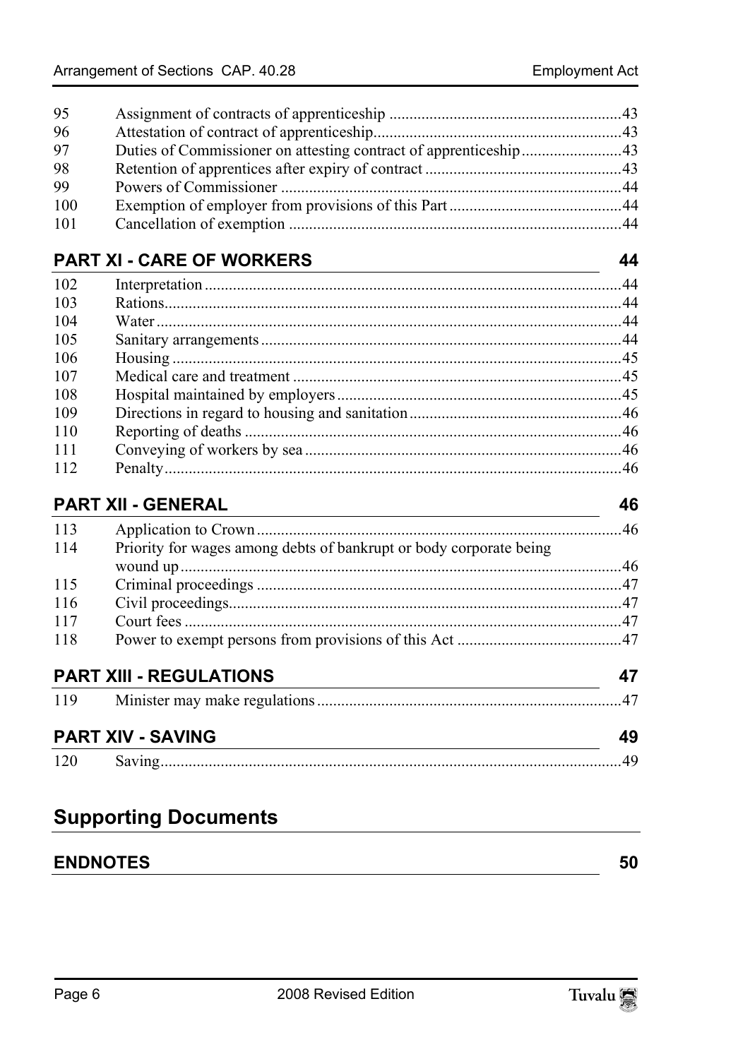| | | |
|---|---|---|
| 95 | Assignment of contracts of apprenticeship | 43 |
| 96 | Attestation of contract of apprenticeship | 43 |
| 97 | Duties of Commissioner on attesting contract of apprenticeship | 43 |
| 98 | Retention of apprentices after expiry of contract | 43 |
| 99 | Powers of Commissioner | 44 |
| 100 | Exemption of employer from provisions of this Part | 44 |
| 101 | Cancellation of exemption | 44 |

## PART XI - CARE OF WORKERS 44

| | | |
|---|---|---|
| 102 | Interpretation | 44 |
| 103 | Rations | 44 |
| 104 | Water | 44 |
| 105 | Sanitary arrangements | 44 |
| 106 | Housing | 45 |
| 107 | Medical care and treatment | 45 |
| 108 | Hospital maintained by employers | 45 |
| 109 | Directions in regard to housing and sanitation | 46 |
| 110 | Reporting of deaths | 46 |
| 111 | Conveying of workers by sea | 46 |
| 112 | Penalty | 46 |

## PART XII - GENERAL 46

| | | |
|---|---|---|
| 113 | Application to Crown | 46 |
| 114 | Priority for wages among debts of bankrupt or body corporate being wound up | 46 |
| 115 | Criminal proceedings | 47 |
| 116 | Civil proceedings | 47 |
| 117 | Court fees | 47 |
| 118 | Power to exempt persons from provisions of this Act | 47 |

## PART XIII - REGULATIONS 47

| | | |
|---|---|---|
| 119 | Minister may make regulations | 47 |

## PART XIV - SAVING 49

| | | |
|---|---|---|
| 120 | Saving | 49 |

# Supporting Documents

## ENDNOTES 50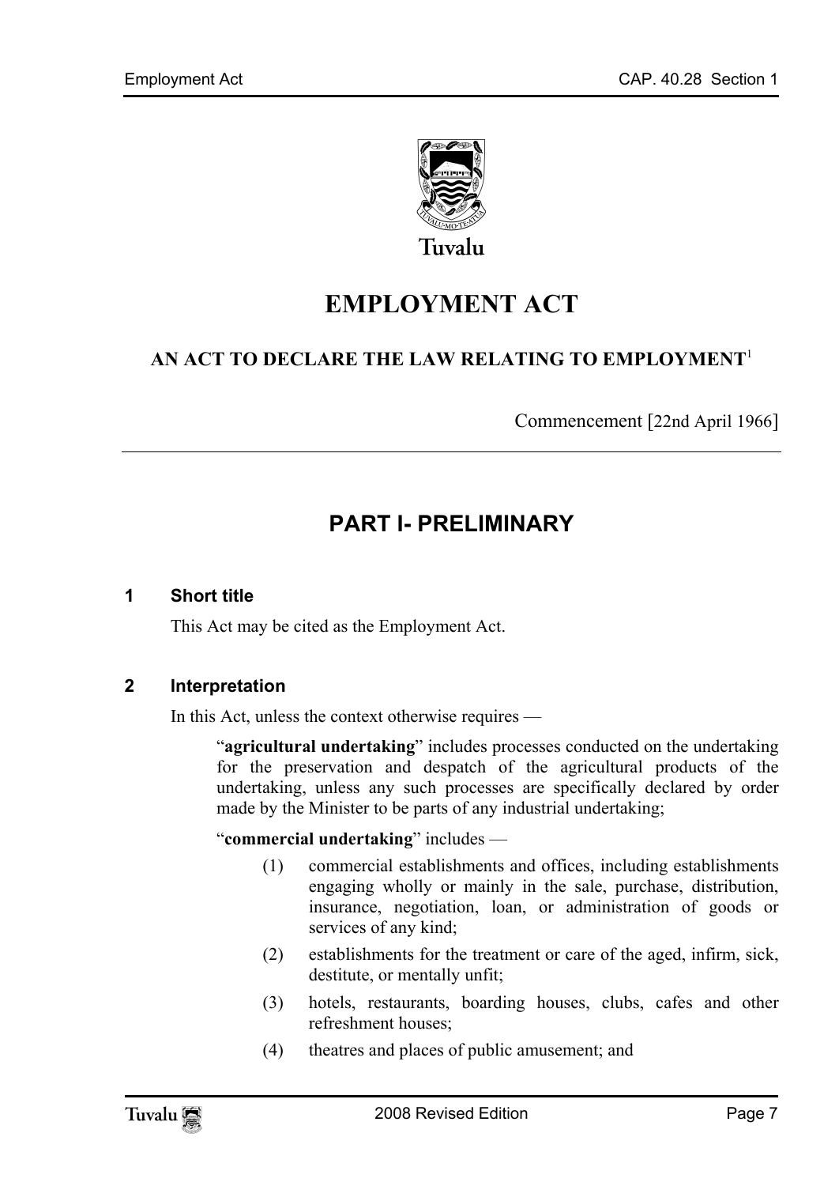# EMPLOYMENT ACT

## AN ACT TO DECLARE THE LAW RELATING TO EMPLOYMENT[1]

Commencement [22nd April 1966]

## PART I- PRELIMINARY

### 1 Short title

This Act may be cited as the Employment Act.

### 2 Interpretation

In this Act, unless the context otherwise requires —

"**agricultural undertaking**" includes processes conducted on the undertaking for the preservation and despatch of the agricultural products of the undertaking, unless any such processes are specifically declared by order made by the Minister to be parts of any industrial undertaking;

"**commercial undertaking**" includes —

(1) commercial establishments and offices, including establishments engaging wholly or mainly in the sale, purchase, distribution, insurance, negotiation, loan, or administration of goods or services of any kind;

(2) establishments for the treatment or care of the aged, infirm, sick, destitute, or mentally unfit;

(3) hotels, restaurants, boarding houses, clubs, cafes and other refreshment houses;

(4) theatres and places of public amusement; and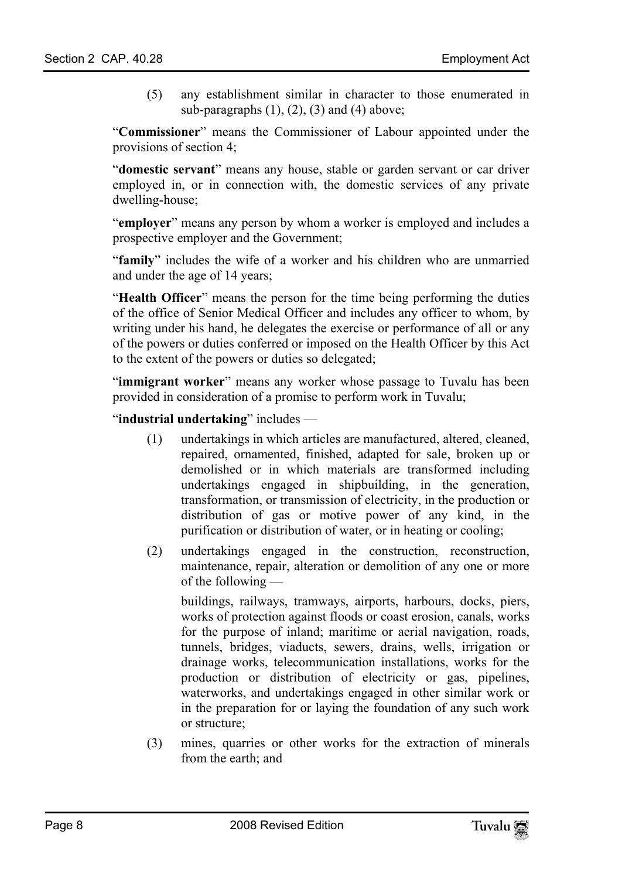(5) any establishment similar in character to those enumerated in sub-paragraphs (1), (2), (3) and (4) above;

"**Commissioner**" means the Commissioner of Labour appointed under the provisions of section 4;

"**domestic servant**" means any house, stable or garden servant or car driver employed in, or in connection with, the domestic services of any private dwelling-house;

"**employer**" means any person by whom a worker is employed and includes a prospective employer and the Government;

"**family**" includes the wife of a worker and his children who are unmarried and under the age of 14 years;

"**Health Officer**" means the person for the time being performing the duties of the office of Senior Medical Officer and includes any officer to whom, by writing under his hand, he delegates the exercise or performance of all or any of the powers or duties conferred or imposed on the Health Officer by this Act to the extent of the powers or duties so delegated;

"**immigrant worker**" means any worker whose passage to Tuvalu has been provided in consideration of a promise to perform work in Tuvalu;

"**industrial undertaking**" includes —

(1) undertakings in which articles are manufactured, altered, cleaned, repaired, ornamented, finished, adapted for sale, broken up or demolished or in which materials are transformed including undertakings engaged in shipbuilding, in the generation, transformation, or transmission of electricity, in the production or distribution of gas or motive power of any kind, in the purification or distribution of water, or in heating or cooling;

(2) undertakings engaged in the construction, reconstruction, maintenance, repair, alteration or demolition of any one or more of the following —

buildings, railways, tramways, airports, harbours, docks, piers, works of protection against floods or coast erosion, canals, works for the purpose of inland; maritime or aerial navigation, roads, tunnels, bridges, viaducts, sewers, drains, wells, irrigation or drainage works, telecommunication installations, works for the production or distribution of electricity or gas, pipelines, waterworks, and undertakings engaged in other similar work or in the preparation for or laying the foundation of any such work or structure;

(3) mines, quarries or other works for the extraction of minerals from the earth; and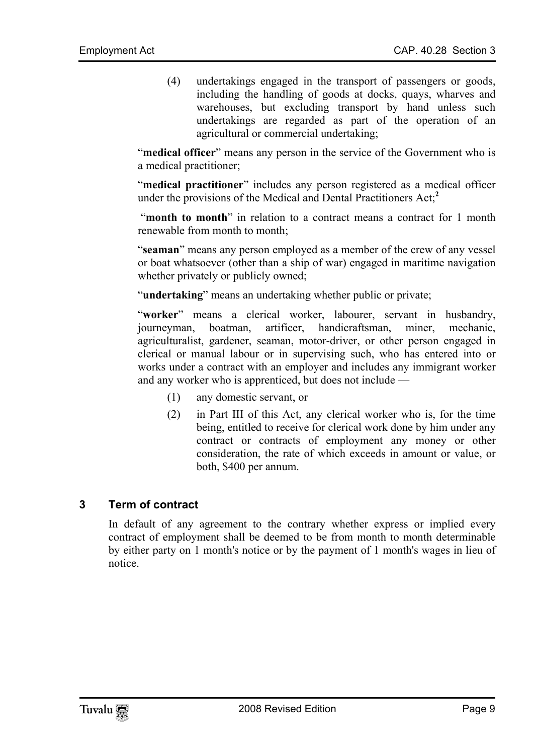(4) undertakings engaged in the transport of passengers or goods, including the handling of goods at docks, quays, wharves and warehouses, but excluding transport by hand unless such undertakings are regarded as part of the operation of an agricultural or commercial undertaking;

"**medical officer**" means any person in the service of the Government who is a medical practitioner;

"**medical practitioner**" includes any person registered as a medical officer under the provisions of the Medical and Dental Practitioners Act;[2]

"**month to month**" in relation to a contract means a contract for 1 month renewable from month to month;

"**seaman**" means any person employed as a member of the crew of any vessel or boat whatsoever (other than a ship of war) engaged in maritime navigation whether privately or publicly owned;

"**undertaking**" means an undertaking whether public or private;

"**worker**" means a clerical worker, labourer, servant in husbandry, journeyman, boatman, artificer, handicraftsman, miner, mechanic, agriculturalist, gardener, seaman, motor-driver, or other person engaged in clerical or manual labour or in supervising such, who has entered into or works under a contract with an employer and includes any immigrant worker and any worker who is apprenticed, but does not include —

(1) any domestic servant, or

(2) in Part III of this Act, any clerical worker who is, for the time being, entitled to receive for clerical work done by him under any contract or contracts of employment any money or other consideration, the rate of which exceeds in amount or value, or both, $400 per annum.

### 3 Term of contract

In default of any agreement to the contrary whether express or implied every contract of employment shall be deemed to be from month to month determinable by either party on 1 month's notice or by the payment of 1 month's wages in lieu of notice.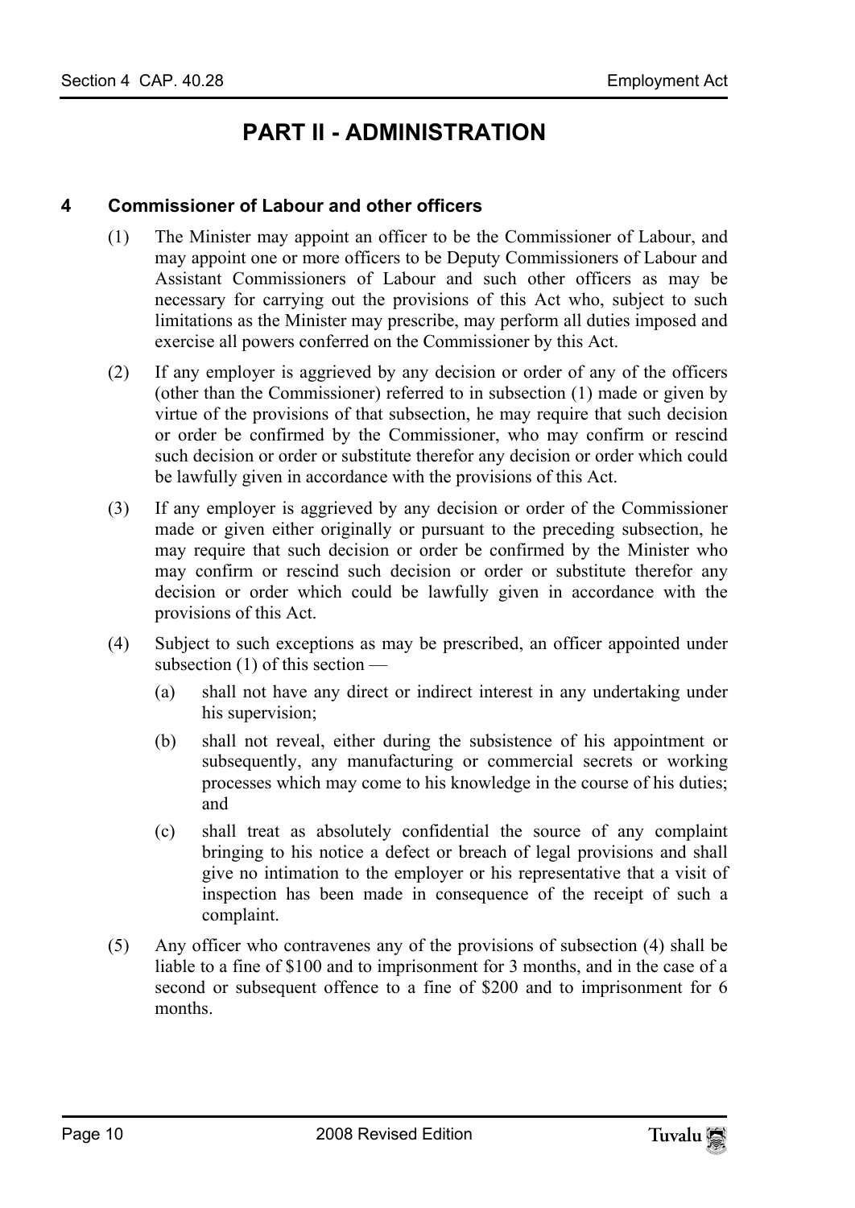# PART II - ADMINISTRATION

### 4 Commissioner of Labour and other officers

(1) The Minister may appoint an officer to be the Commissioner of Labour, and may appoint one or more officers to be Deputy Commissioners of Labour and Assistant Commissioners of Labour and such other officers as may be necessary for carrying out the provisions of this Act who, subject to such limitations as the Minister may prescribe, may perform all duties imposed and exercise all powers conferred on the Commissioner by this Act.

(2) If any employer is aggrieved by any decision or order of any of the officers (other than the Commissioner) referred to in subsection (1) made or given by virtue of the provisions of that subsection, he may require that such decision or order be confirmed by the Commissioner, who may confirm or rescind such decision or order or substitute therefor any decision or order which could be lawfully given in accordance with the provisions of this Act.

(3) If any employer is aggrieved by any decision or order of the Commissioner made or given either originally or pursuant to the preceding subsection, he may require that such decision or order be confirmed by the Minister who may confirm or rescind such decision or order or substitute therefor any decision or order which could be lawfully given in accordance with the provisions of this Act.

(4) Subject to such exceptions as may be prescribed, an officer appointed under subsection (1) of this section —

(a) shall not have any direct or indirect interest in any undertaking under his supervision;

(b) shall not reveal, either during the subsistence of his appointment or subsequently, any manufacturing or commercial secrets or working processes which may come to his knowledge in the course of his duties; and

(c) shall treat as absolutely confidential the source of any complaint bringing to his notice a defect or breach of legal provisions and shall give no intimation to the employer or his representative that a visit of inspection has been made in consequence of the receipt of such a complaint.

(5) Any officer who contravenes any of the provisions of subsection (4) shall be liable to a fine of $100 and to imprisonment for 3 months, and in the case of a second or subsequent offence to a fine of $200 and to imprisonment for 6 months.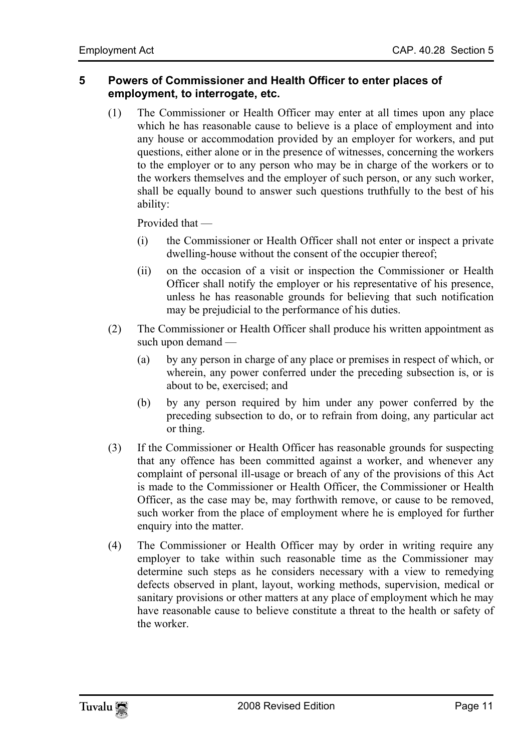## 5 Powers of Commissioner and Health Officer to enter places of employment, to interrogate, etc.

(1) The Commissioner or Health Officer may enter at all times upon any place which he has reasonable cause to believe is a place of employment and into any house or accommodation provided by an employer for workers, and put questions, either alone or in the presence of witnesses, concerning the workers to the employer or to any person who may be in charge of the workers or to the workers themselves and the employer of such person, or any such worker, shall be equally bound to answer such questions truthfully to the best of his ability:

Provided that —

(i) the Commissioner or Health Officer shall not enter or inspect a private dwelling-house without the consent of the occupier thereof;

(ii) on the occasion of a visit or inspection the Commissioner or Health Officer shall notify the employer or his representative of his presence, unless he has reasonable grounds for believing that such notification may be prejudicial to the performance of his duties.

(2) The Commissioner or Health Officer shall produce his written appointment as such upon demand —

(a) by any person in charge of any place or premises in respect of which, or wherein, any power conferred under the preceding subsection is, or is about to be, exercised; and

(b) by any person required by him under any power conferred by the preceding subsection to do, or to refrain from doing, any particular act or thing.

(3) If the Commissioner or Health Officer has reasonable grounds for suspecting that any offence has been committed against a worker, and whenever any complaint of personal ill-usage or breach of any of the provisions of this Act is made to the Commissioner or Health Officer, the Commissioner or Health Officer, as the case may be, may forthwith remove, or cause to be removed, such worker from the place of employment where he is employed for further enquiry into the matter.

(4) The Commissioner or Health Officer may by order in writing require any employer to take within such reasonable time as the Commissioner may determine such steps as he considers necessary with a view to remedying defects observed in plant, layout, working methods, supervision, medical or sanitary provisions or other matters at any place of employment which he may have reasonable cause to believe constitute a threat to the health or safety of the worker.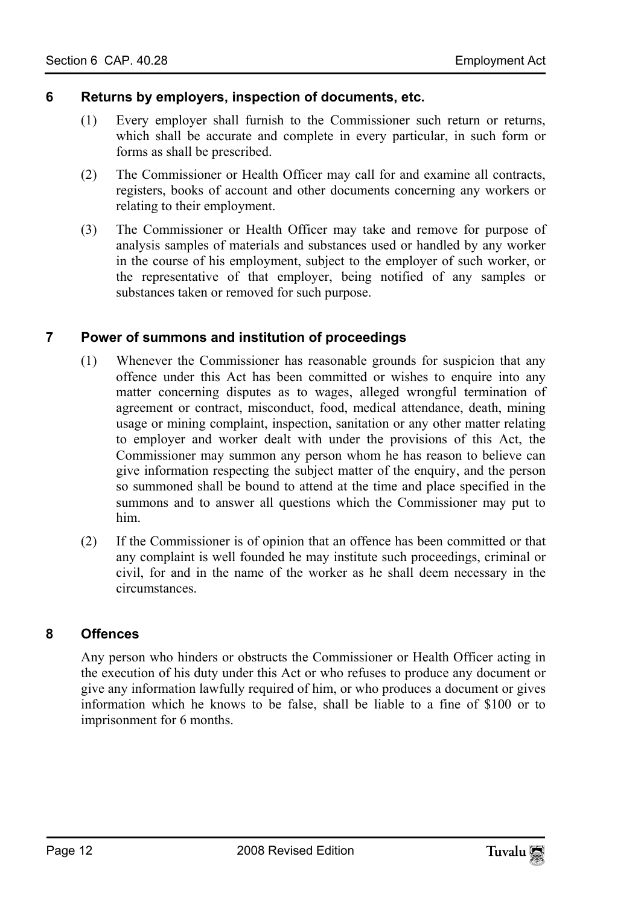## 6 Returns by employers, inspection of documents, etc.

(1) Every employer shall furnish to the Commissioner such return or returns, which shall be accurate and complete in every particular, in such form or forms as shall be prescribed.

(2) The Commissioner or Health Officer may call for and examine all contracts, registers, books of account and other documents concerning any workers or relating to their employment.

(3) The Commissioner or Health Officer may take and remove for purpose of analysis samples of materials and substances used or handled by any worker in the course of his employment, subject to the employer of such worker, or the representative of that employer, being notified of any samples or substances taken or removed for such purpose.

## 7 Power of summons and institution of proceedings

(1) Whenever the Commissioner has reasonable grounds for suspicion that any offence under this Act has been committed or wishes to enquire into any matter concerning disputes as to wages, alleged wrongful termination of agreement or contract, misconduct, food, medical attendance, death, mining usage or mining complaint, inspection, sanitation or any other matter relating to employer and worker dealt with under the provisions of this Act, the Commissioner may summon any person whom he has reason to believe can give information respecting the subject matter of the enquiry, and the person so summoned shall be bound to attend at the time and place specified in the summons and to answer all questions which the Commissioner may put to him.

(2) If the Commissioner is of opinion that an offence has been committed or that any complaint is well founded he may institute such proceedings, criminal or civil, for and in the name of the worker as he shall deem necessary in the circumstances.

## 8 Offences

Any person who hinders or obstructs the Commissioner or Health Officer acting in the execution of his duty under this Act or who refuses to produce any document or give any information lawfully required of him, or who produces a document or gives information which he knows to be false, shall be liable to a fine of $100 or to imprisonment for 6 months.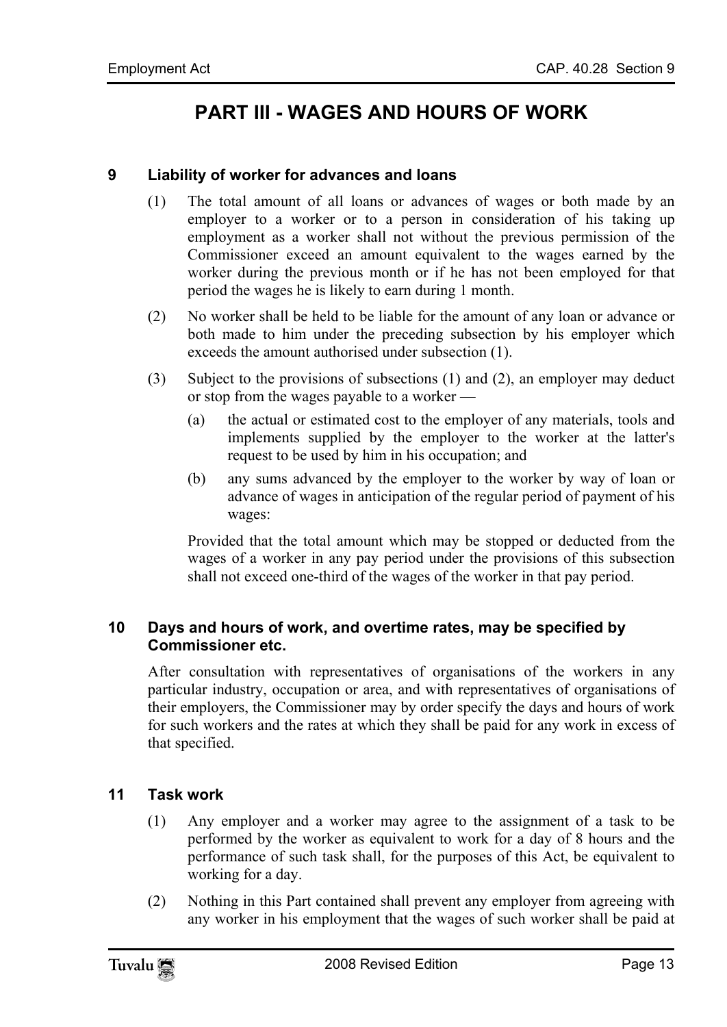# PART III - WAGES AND HOURS OF WORK

### 9 Liability of worker for advances and loans

(1) The total amount of all loans or advances of wages or both made by an employer to a worker or to a person in consideration of his taking up employment as a worker shall not without the previous permission of the Commissioner exceed an amount equivalent to the wages earned by the worker during the previous month or if he has not been employed for that period the wages he is likely to earn during 1 month.

(2) No worker shall be held to be liable for the amount of any loan or advance or both made to him under the preceding subsection by his employer which exceeds the amount authorised under subsection (1).

(3) Subject to the provisions of subsections (1) and (2), an employer may deduct or stop from the wages payable to a worker —

(a) the actual or estimated cost to the employer of any materials, tools and implements supplied by the employer to the worker at the latter's request to be used by him in his occupation; and

(b) any sums advanced by the employer to the worker by way of loan or advance of wages in anticipation of the regular period of payment of his wages:

Provided that the total amount which may be stopped or deducted from the wages of a worker in any pay period under the provisions of this subsection shall not exceed one-third of the wages of the worker in that pay period.

### 10 Days and hours of work, and overtime rates, may be specified by Commissioner etc.

After consultation with representatives of organisations of the workers in any particular industry, occupation or area, and with representatives of organisations of their employers, the Commissioner may by order specify the days and hours of work for such workers and the rates at which they shall be paid for any work in excess of that specified.

### 11 Task work

(1) Any employer and a worker may agree to the assignment of a task to be performed by the worker as equivalent to work for a day of 8 hours and the performance of such task shall, for the purposes of this Act, be equivalent to working for a day.

(2) Nothing in this Part contained shall prevent any employer from agreeing with any worker in his employment that the wages of such worker shall be paid at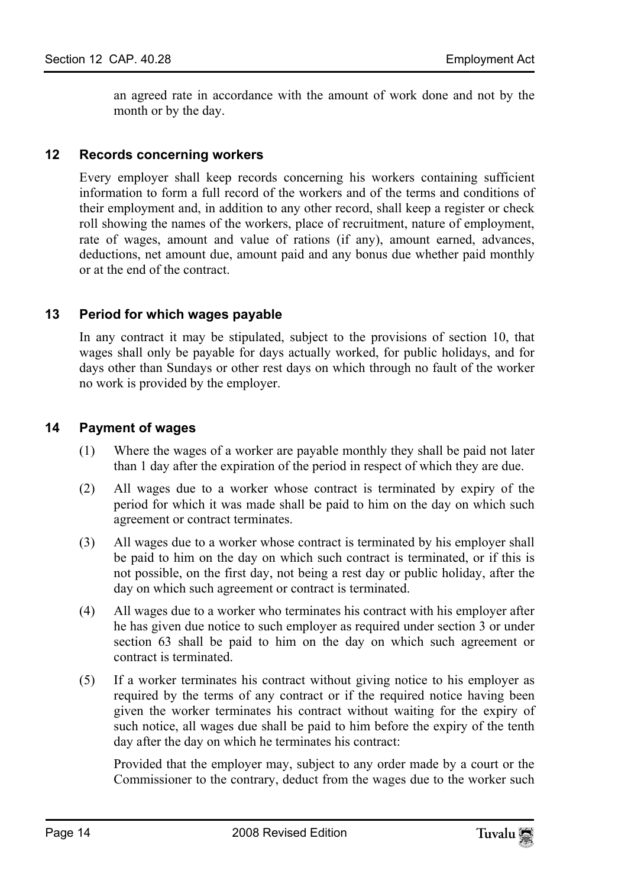an agreed rate in accordance with the amount of work done and not by the month or by the day.

### 12 Records concerning workers

Every employer shall keep records concerning his workers containing sufficient information to form a full record of the workers and of the terms and conditions of their employment and, in addition to any other record, shall keep a register or check roll showing the names of the workers, place of recruitment, nature of employment, rate of wages, amount and value of rations (if any), amount earned, advances, deductions, net amount due, amount paid and any bonus due whether paid monthly or at the end of the contract.

### 13 Period for which wages payable

In any contract it may be stipulated, subject to the provisions of section 10, that wages shall only be payable for days actually worked, for public holidays, and for days other than Sundays or other rest days on which through no fault of the worker no work is provided by the employer.

### 14 Payment of wages

(1) Where the wages of a worker are payable monthly they shall be paid not later than 1 day after the expiration of the period in respect of which they are due.

(2) All wages due to a worker whose contract is terminated by expiry of the period for which it was made shall be paid to him on the day on which such agreement or contract terminates.

(3) All wages due to a worker whose contract is terminated by his employer shall be paid to him on the day on which such contract is terminated, or if this is not possible, on the first day, not being a rest day or public holiday, after the day on which such agreement or contract is terminated.

(4) All wages due to a worker who terminates his contract with his employer after he has given due notice to such employer as required under section 3 or under section 63 shall be paid to him on the day on which such agreement or contract is terminated.

(5) If a worker terminates his contract without giving notice to his employer as required by the terms of any contract or if the required notice having been given the worker terminates his contract without waiting for the expiry of such notice, all wages due shall be paid to him before the expiry of the tenth day after the day on which he terminates his contract:

Provided that the employer may, subject to any order made by a court or the Commissioner to the contrary, deduct from the wages due to the worker such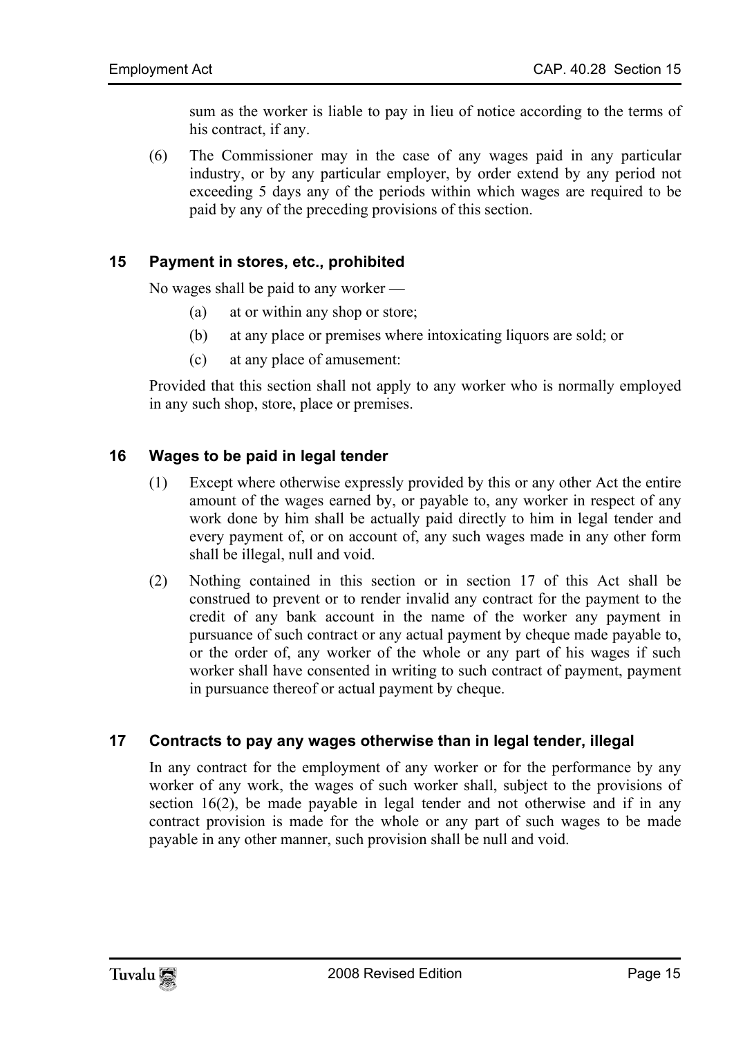sum as the worker is liable to pay in lieu of notice according to the terms of his contract, if any.

(6) The Commissioner may in the case of any wages paid in any particular industry, or by any particular employer, by order extend by any period not exceeding 5 days any of the periods within which wages are required to be paid by any of the preceding provisions of this section.

## 15 Payment in stores, etc., prohibited

No wages shall be paid to any worker —

(a) at or within any shop or store;

(b) at any place or premises where intoxicating liquors are sold; or

(c) at any place of amusement:

Provided that this section shall not apply to any worker who is normally employed in any such shop, store, place or premises.

## 16 Wages to be paid in legal tender

(1) Except where otherwise expressly provided by this or any other Act the entire amount of the wages earned by, or payable to, any worker in respect of any work done by him shall be actually paid directly to him in legal tender and every payment of, or on account of, any such wages made in any other form shall be illegal, null and void.

(2) Nothing contained in this section or in section 17 of this Act shall be construed to prevent or to render invalid any contract for the payment to the credit of any bank account in the name of the worker any payment in pursuance of such contract or any actual payment by cheque made payable to, or the order of, any worker of the whole or any part of his wages if such worker shall have consented in writing to such contract of payment, payment in pursuance thereof or actual payment by cheque.

## 17 Contracts to pay any wages otherwise than in legal tender, illegal

In any contract for the employment of any worker or for the performance by any worker of any work, the wages of such worker shall, subject to the provisions of section 16(2), be made payable in legal tender and not otherwise and if in any contract provision is made for the whole or any part of such wages to be made payable in any other manner, such provision shall be null and void.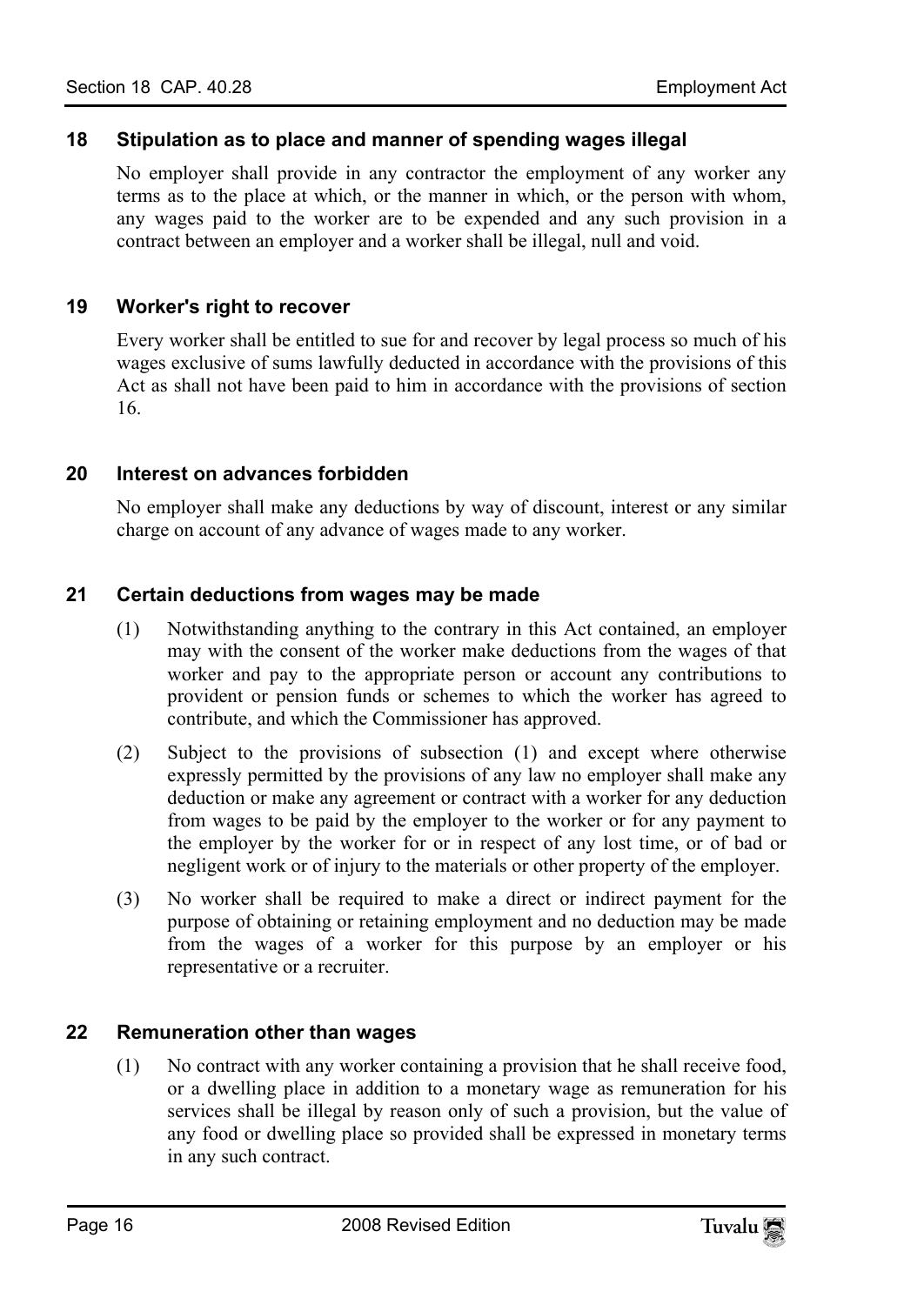### 18 Stipulation as to place and manner of spending wages illegal

No employer shall provide in any contractor the employment of any worker any terms as to the place at which, or the manner in which, or the person with whom, any wages paid to the worker are to be expended and any such provision in a contract between an employer and a worker shall be illegal, null and void.

### 19 Worker's right to recover

Every worker shall be entitled to sue for and recover by legal process so much of his wages exclusive of sums lawfully deducted in accordance with the provisions of this Act as shall not have been paid to him in accordance with the provisions of section 16.

### 20 Interest on advances forbidden

No employer shall make any deductions by way of discount, interest or any similar charge on account of any advance of wages made to any worker.

### 21 Certain deductions from wages may be made

(1) Notwithstanding anything to the contrary in this Act contained, an employer may with the consent of the worker make deductions from the wages of that worker and pay to the appropriate person or account any contributions to provident or pension funds or schemes to which the worker has agreed to contribute, and which the Commissioner has approved.

(2) Subject to the provisions of subsection (1) and except where otherwise expressly permitted by the provisions of any law no employer shall make any deduction or make any agreement or contract with a worker for any deduction from wages to be paid by the employer to the worker or for any payment to the employer by the worker for or in respect of any lost time, or of bad or negligent work or of injury to the materials or other property of the employer.

(3) No worker shall be required to make a direct or indirect payment for the purpose of obtaining or retaining employment and no deduction may be made from the wages of a worker for this purpose by an employer or his representative or a recruiter.

### 22 Remuneration other than wages

(1) No contract with any worker containing a provision that he shall receive food, or a dwelling place in addition to a monetary wage as remuneration for his services shall be illegal by reason only of such a provision, but the value of any food or dwelling place so provided shall be expressed in monetary terms in any such contract.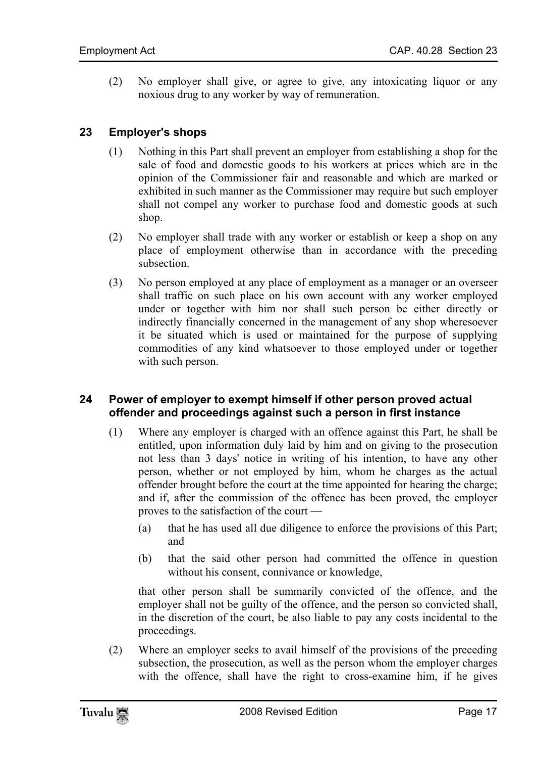(2) No employer shall give, or agree to give, any intoxicating liquor or any noxious drug to any worker by way of remuneration.

## 23 Employer's shops

(1) Nothing in this Part shall prevent an employer from establishing a shop for the sale of food and domestic goods to his workers at prices which are in the opinion of the Commissioner fair and reasonable and which are marked or exhibited in such manner as the Commissioner may require but such employer shall not compel any worker to purchase food and domestic goods at such shop.

(2) No employer shall trade with any worker or establish or keep a shop on any place of employment otherwise than in accordance with the preceding subsection.

(3) No person employed at any place of employment as a manager or an overseer shall traffic on such place on his own account with any worker employed under or together with him nor shall such person be either directly or indirectly financially concerned in the management of any shop wheresoever it be situated which is used or maintained for the purpose of supplying commodities of any kind whatsoever to those employed under or together with such person.

## 24 Power of employer to exempt himself if other person proved actual offender and proceedings against such a person in first instance

(1) Where any employer is charged with an offence against this Part, he shall be entitled, upon information duly laid by him and on giving to the prosecution not less than 3 days' notice in writing of his intention, to have any other person, whether or not employed by him, whom he charges as the actual offender brought before the court at the time appointed for hearing the charge; and if, after the commission of the offence has been proved, the employer proves to the satisfaction of the court —

(a) that he has used all due diligence to enforce the provisions of this Part; and

(b) that the said other person had committed the offence in question without his consent, connivance or knowledge,

that other person shall be summarily convicted of the offence, and the employer shall not be guilty of the offence, and the person so convicted shall, in the discretion of the court, be also liable to pay any costs incidental to the proceedings.

(2) Where an employer seeks to avail himself of the provisions of the preceding subsection, the prosecution, as well as the person whom the employer charges with the offence, shall have the right to cross-examine him, if he gives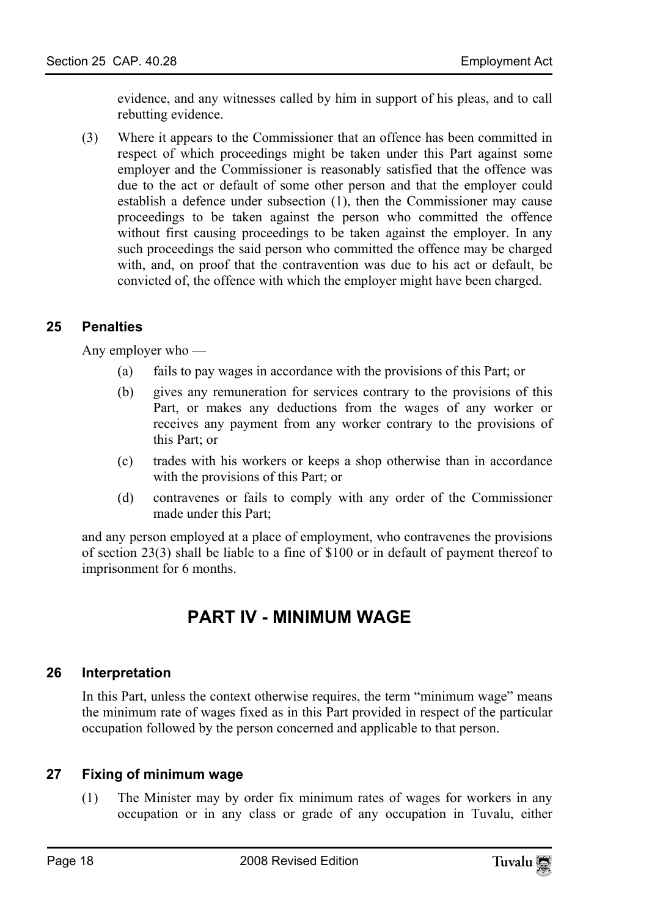evidence, and any witnesses called by him in support of his pleas, and to call rebutting evidence.

(3) Where it appears to the Commissioner that an offence has been committed in respect of which proceedings might be taken under this Part against some employer and the Commissioner is reasonably satisfied that the offence was due to the act or default of some other person and that the employer could establish a defence under subsection (1), then the Commissioner may cause proceedings to be taken against the person who committed the offence without first causing proceedings to be taken against the employer. In any such proceedings the said person who committed the offence may be charged with, and, on proof that the contravention was due to his act or default, be convicted of, the offence with which the employer might have been charged.

### 25 Penalties

Any employer who —

(a) fails to pay wages in accordance with the provisions of this Part; or

(b) gives any remuneration for services contrary to the provisions of this Part, or makes any deductions from the wages of any worker or receives any payment from any worker contrary to the provisions of this Part; or

(c) trades with his workers or keeps a shop otherwise than in accordance with the provisions of this Part; or

(d) contravenes or fails to comply with any order of the Commissioner made under this Part;

and any person employed at a place of employment, who contravenes the provisions of section 23(3) shall be liable to a fine of $100 or in default of payment thereof to imprisonment for 6 months.

## PART IV - MINIMUM WAGE

### 26 Interpretation

In this Part, unless the context otherwise requires, the term "minimum wage" means the minimum rate of wages fixed as in this Part provided in respect of the particular occupation followed by the person concerned and applicable to that person.

### 27 Fixing of minimum wage

(1) The Minister may by order fix minimum rates of wages for workers in any occupation or in any class or grade of any occupation in Tuvalu, either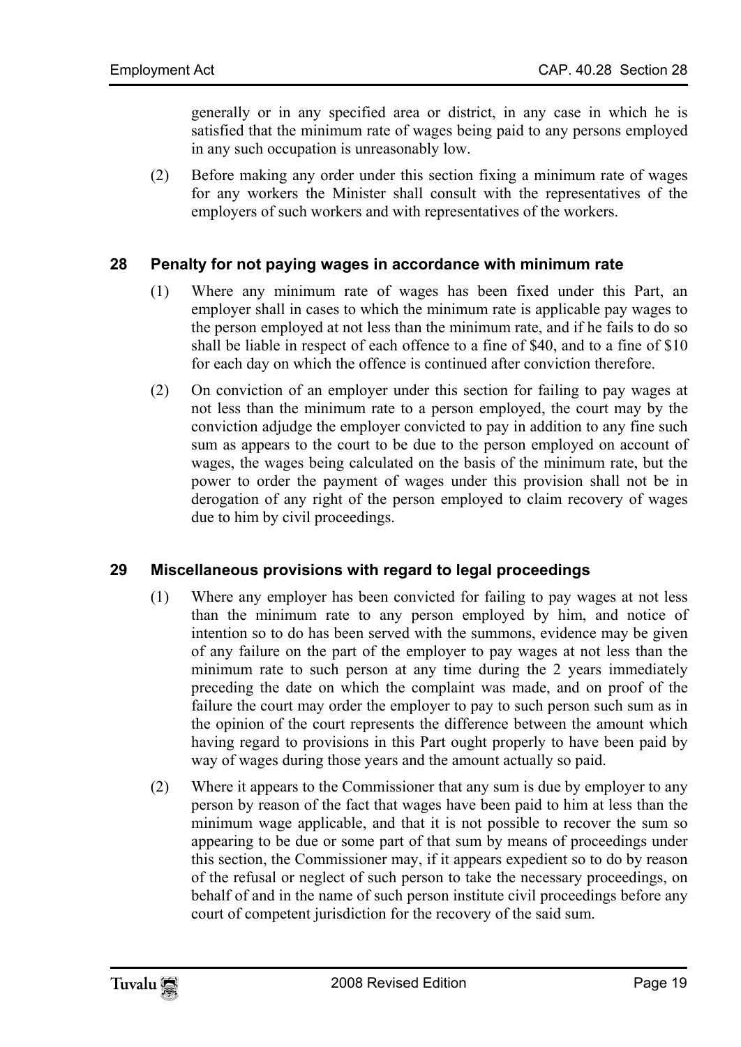generally or in any specified area or district, in any case in which he is satisfied that the minimum rate of wages being paid to any persons employed in any such occupation is unreasonably low.

(2) Before making any order under this section fixing a minimum rate of wages for any workers the Minister shall consult with the representatives of the employers of such workers and with representatives of the workers.

### 28 Penalty for not paying wages in accordance with minimum rate

(1) Where any minimum rate of wages has been fixed under this Part, an employer shall in cases to which the minimum rate is applicable pay wages to the person employed at not less than the minimum rate, and if he fails to do so shall be liable in respect of each offence to a fine of $40, and to a fine of $10 for each day on which the offence is continued after conviction therefore.

(2) On conviction of an employer under this section for failing to pay wages at not less than the minimum rate to a person employed, the court may by the conviction adjudge the employer convicted to pay in addition to any fine such sum as appears to the court to be due to the person employed on account of wages, the wages being calculated on the basis of the minimum rate, but the power to order the payment of wages under this provision shall not be in derogation of any right of the person employed to claim recovery of wages due to him by civil proceedings.

### 29 Miscellaneous provisions with regard to legal proceedings

(1) Where any employer has been convicted for failing to pay wages at not less than the minimum rate to any person employed by him, and notice of intention so to do has been served with the summons, evidence may be given of any failure on the part of the employer to pay wages at not less than the minimum rate to such person at any time during the 2 years immediately preceding the date on which the complaint was made, and on proof of the failure the court may order the employer to pay to such person such sum as in the opinion of the court represents the difference between the amount which having regard to provisions in this Part ought properly to have been paid by way of wages during those years and the amount actually so paid.

(2) Where it appears to the Commissioner that any sum is due by employer to any person by reason of the fact that wages have been paid to him at less than the minimum wage applicable, and that it is not possible to recover the sum so appearing to be due or some part of that sum by means of proceedings under this section, the Commissioner may, if it appears expedient so to do by reason of the refusal or neglect of such person to take the necessary proceedings, on behalf of and in the name of such person institute civil proceedings before any court of competent jurisdiction for the recovery of the said sum.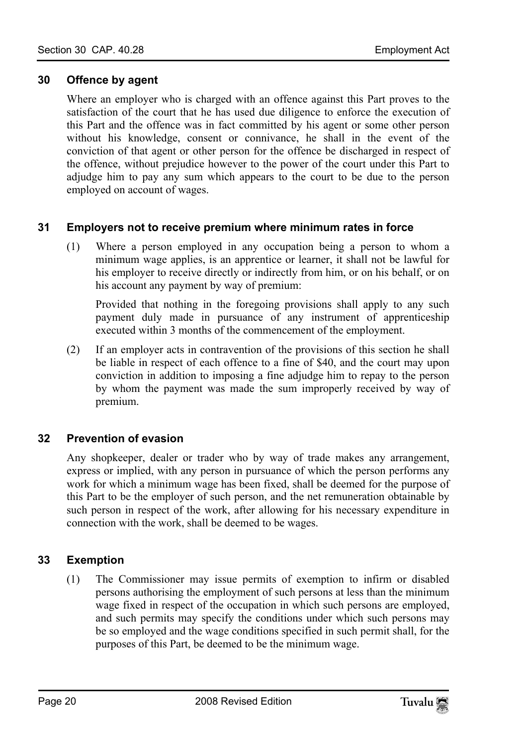### 30 Offence by agent

Where an employer who is charged with an offence against this Part proves to the satisfaction of the court that he has used due diligence to enforce the execution of this Part and the offence was in fact committed by his agent or some other person without his knowledge, consent or connivance, he shall in the event of the conviction of that agent or other person for the offence be discharged in respect of the offence, without prejudice however to the power of the court under this Part to adjudge him to pay any sum which appears to the court to be due to the person employed on account of wages.

### 31 Employers not to receive premium where minimum rates in force

(1) Where a person employed in any occupation being a person to whom a minimum wage applies, is an apprentice or learner, it shall not be lawful for his employer to receive directly or indirectly from him, or on his behalf, or on his account any payment by way of premium:

Provided that nothing in the foregoing provisions shall apply to any such payment duly made in pursuance of any instrument of apprenticeship executed within 3 months of the commencement of the employment.

(2) If an employer acts in contravention of the provisions of this section he shall be liable in respect of each offence to a fine of $40, and the court may upon conviction in addition to imposing a fine adjudge him to repay to the person by whom the payment was made the sum improperly received by way of premium.

### 32 Prevention of evasion

Any shopkeeper, dealer or trader who by way of trade makes any arrangement, express or implied, with any person in pursuance of which the person performs any work for which a minimum wage has been fixed, shall be deemed for the purpose of this Part to be the employer of such person, and the net remuneration obtainable by such person in respect of the work, after allowing for his necessary expenditure in connection with the work, shall be deemed to be wages.

### 33 Exemption

(1) The Commissioner may issue permits of exemption to infirm or disabled persons authorising the employment of such persons at less than the minimum wage fixed in respect of the occupation in which such persons are employed, and such permits may specify the conditions under which such persons may be so employed and the wage conditions specified in such permit shall, for the purposes of this Part, be deemed to be the minimum wage.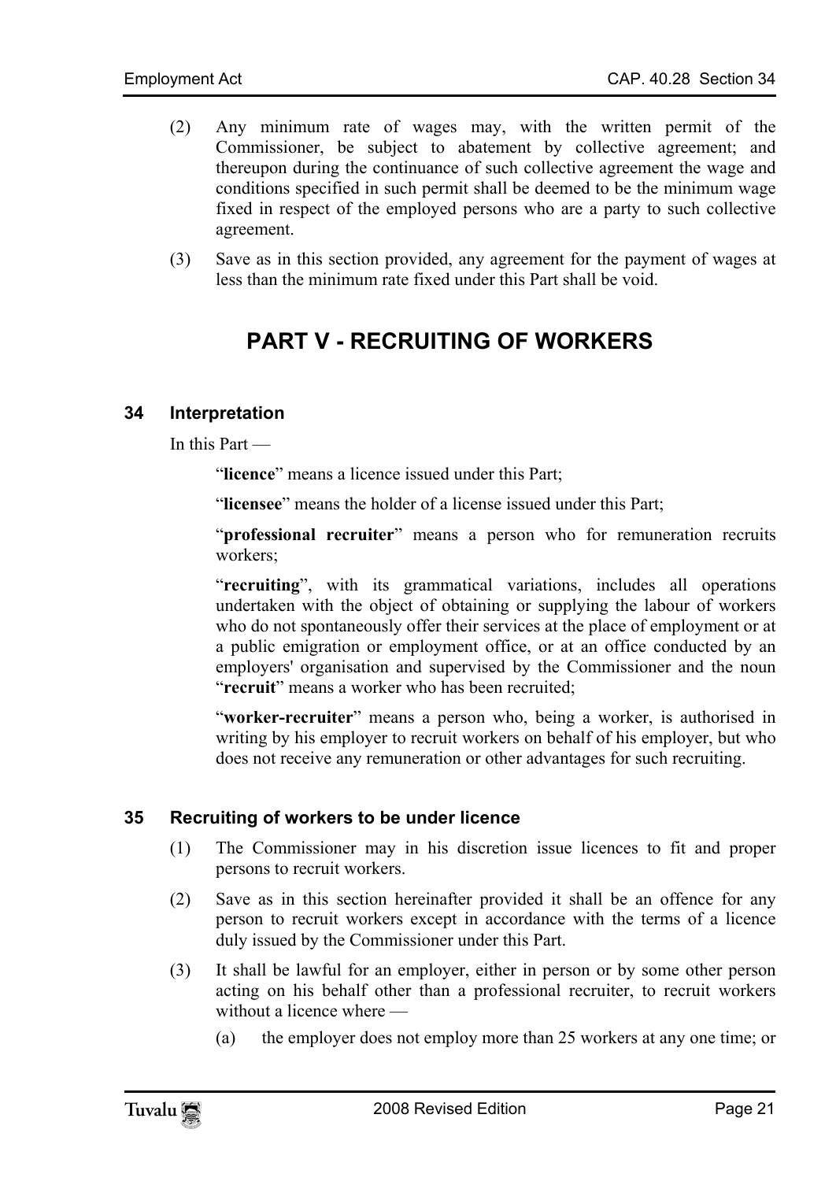(2) Any minimum rate of wages may, with the written permit of the Commissioner, be subject to abatement by collective agreement; and thereupon during the continuance of such collective agreement the wage and conditions specified in such permit shall be deemed to be the minimum wage fixed in respect of the employed persons who are a party to such collective agreement.

(3) Save as in this section provided, any agreement for the payment of wages at less than the minimum rate fixed under this Part shall be void.

# PART V - RECRUITING OF WORKERS

### 34 Interpretation

In this Part —

"**licence**" means a licence issued under this Part;

"**licensee**" means the holder of a license issued under this Part;

"**professional recruiter**" means a person who for remuneration recruits workers;

"**recruiting**", with its grammatical variations, includes all operations undertaken with the object of obtaining or supplying the labour of workers who do not spontaneously offer their services at the place of employment or at a public emigration or employment office, or at an office conducted by an employers' organisation and supervised by the Commissioner and the noun "**recruit**" means a worker who has been recruited;

"**worker-recruiter**" means a person who, being a worker, is authorised in writing by his employer to recruit workers on behalf of his employer, but who does not receive any remuneration or other advantages for such recruiting.

### 35 Recruiting of workers to be under licence

(1) The Commissioner may in his discretion issue licences to fit and proper persons to recruit workers.

(2) Save as in this section hereinafter provided it shall be an offence for any person to recruit workers except in accordance with the terms of a licence duly issued by the Commissioner under this Part.

(3) It shall be lawful for an employer, either in person or by some other person acting on his behalf other than a professional recruiter, to recruit workers without a licence where —

(a) the employer does not employ more than 25 workers at any one time; or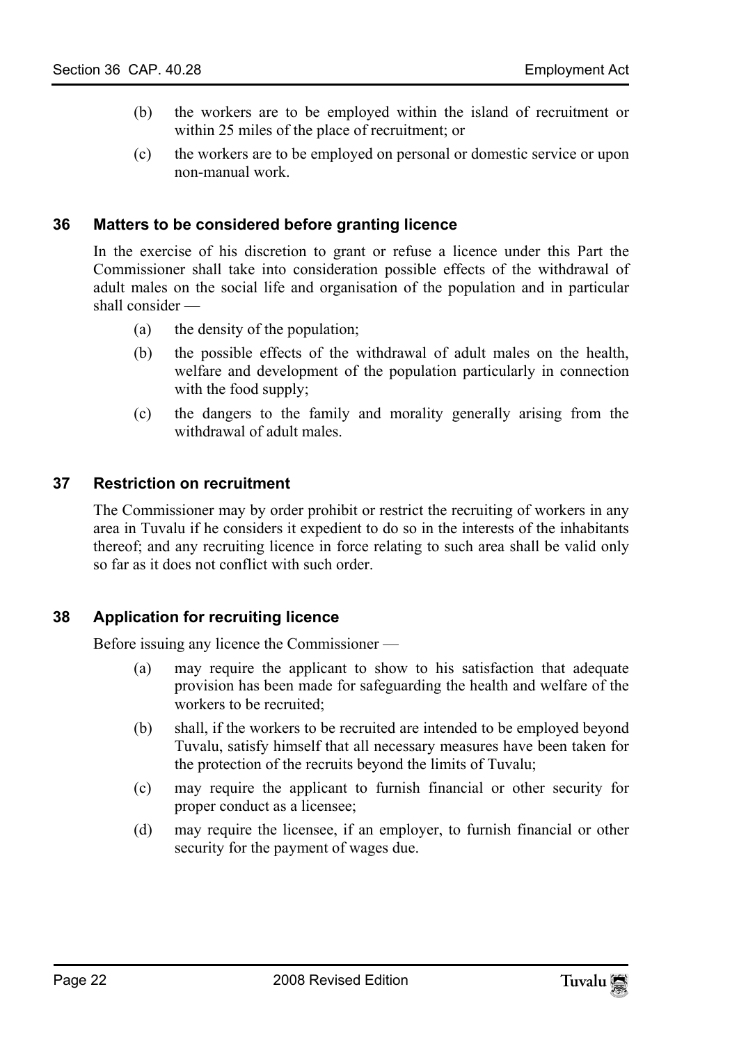(b) the workers are to be employed within the island of recruitment or within 25 miles of the place of recruitment; or

(c) the workers are to be employed on personal or domestic service or upon non-manual work.

### 36 Matters to be considered before granting licence

In the exercise of his discretion to grant or refuse a licence under this Part the Commissioner shall take into consideration possible effects of the withdrawal of adult males on the social life and organisation of the population and in particular shall consider —

(a) the density of the population;

(b) the possible effects of the withdrawal of adult males on the health, welfare and development of the population particularly in connection with the food supply;

(c) the dangers to the family and morality generally arising from the withdrawal of adult males.

### 37 Restriction on recruitment

The Commissioner may by order prohibit or restrict the recruiting of workers in any area in Tuvalu if he considers it expedient to do so in the interests of the inhabitants thereof; and any recruiting licence in force relating to such area shall be valid only so far as it does not conflict with such order.

### 38 Application for recruiting licence

Before issuing any licence the Commissioner —

(a) may require the applicant to show to his satisfaction that adequate provision has been made for safeguarding the health and welfare of the workers to be recruited;

(b) shall, if the workers to be recruited are intended to be employed beyond Tuvalu, satisfy himself that all necessary measures have been taken for the protection of the recruits beyond the limits of Tuvalu;

(c) may require the applicant to furnish financial or other security for proper conduct as a licensee;

(d) may require the licensee, if an employer, to furnish financial or other security for the payment of wages due.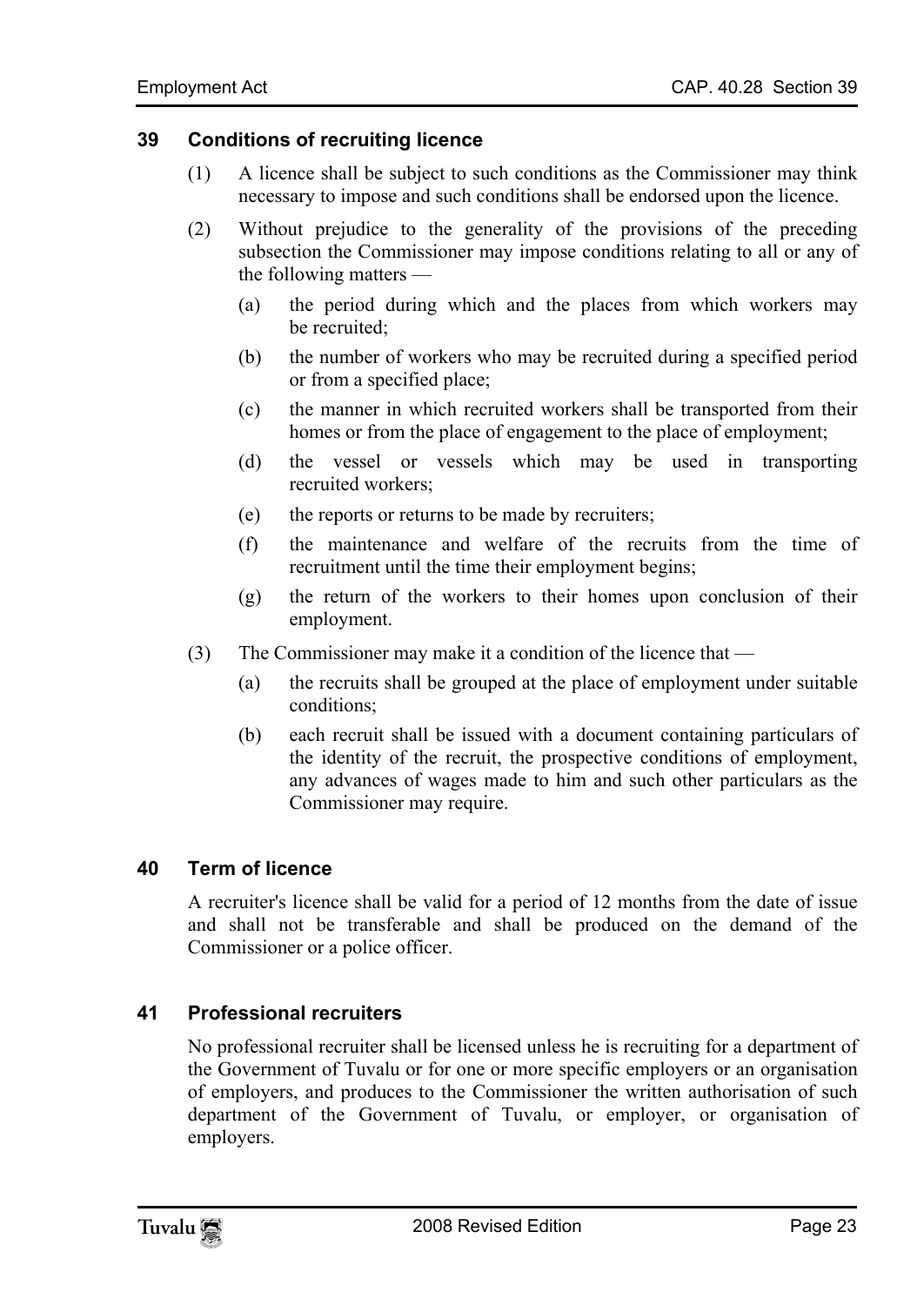### 39 Conditions of recruiting licence

(1) A licence shall be subject to such conditions as the Commissioner may think necessary to impose and such conditions shall be endorsed upon the licence.

(2) Without prejudice to the generality of the provisions of the preceding subsection the Commissioner may impose conditions relating to all or any of the following matters —

(a) the period during which and the places from which workers may be recruited;

(b) the number of workers who may be recruited during a specified period or from a specified place;

(c) the manner in which recruited workers shall be transported from their homes or from the place of engagement to the place of employment;

(d) the vessel or vessels which may be used in transporting recruited workers;

(e) the reports or returns to be made by recruiters;

(f) the maintenance and welfare of the recruits from the time of recruitment until the time their employment begins;

(g) the return of the workers to their homes upon conclusion of their employment.

(3) The Commissioner may make it a condition of the licence that —

(a) the recruits shall be grouped at the place of employment under suitable conditions;

(b) each recruit shall be issued with a document containing particulars of the identity of the recruit, the prospective conditions of employment, any advances of wages made to him and such other particulars as the Commissioner may require.

### 40 Term of licence

A recruiter's licence shall be valid for a period of 12 months from the date of issue and shall not be transferable and shall be produced on the demand of the Commissioner or a police officer.

### 41 Professional recruiters

No professional recruiter shall be licensed unless he is recruiting for a department of the Government of Tuvalu or for one or more specific employers or an organisation of employers, and produces to the Commissioner the written authorisation of such department of the Government of Tuvalu, or employer, or organisation of employers.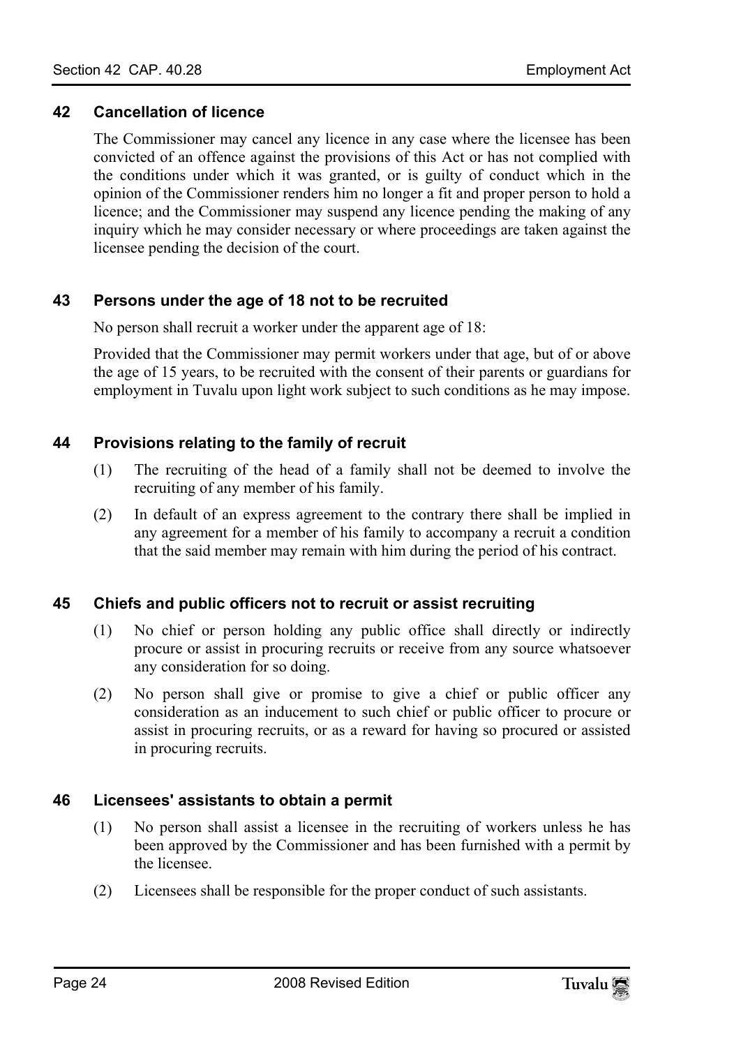## 42 Cancellation of licence

The Commissioner may cancel any licence in any case where the licensee has been convicted of an offence against the provisions of this Act or has not complied with the conditions under which it was granted, or is guilty of conduct which in the opinion of the Commissioner renders him no longer a fit and proper person to hold a licence; and the Commissioner may suspend any licence pending the making of any inquiry which he may consider necessary or where proceedings are taken against the licensee pending the decision of the court.

## 43 Persons under the age of 18 not to be recruited

No person shall recruit a worker under the apparent age of 18:

Provided that the Commissioner may permit workers under that age, but of or above the age of 15 years, to be recruited with the consent of their parents or guardians for employment in Tuvalu upon light work subject to such conditions as he may impose.

## 44 Provisions relating to the family of recruit

(1) The recruiting of the head of a family shall not be deemed to involve the recruiting of any member of his family.

(2) In default of an express agreement to the contrary there shall be implied in any agreement for a member of his family to accompany a recruit a condition that the said member may remain with him during the period of his contract.

## 45 Chiefs and public officers not to recruit or assist recruiting

(1) No chief or person holding any public office shall directly or indirectly procure or assist in procuring recruits or receive from any source whatsoever any consideration for so doing.

(2) No person shall give or promise to give a chief or public officer any consideration as an inducement to such chief or public officer to procure or assist in procuring recruits, or as a reward for having so procured or assisted in procuring recruits.

## 46 Licensees' assistants to obtain a permit

(1) No person shall assist a licensee in the recruiting of workers unless he has been approved by the Commissioner and has been furnished with a permit by the licensee.

(2) Licensees shall be responsible for the proper conduct of such assistants.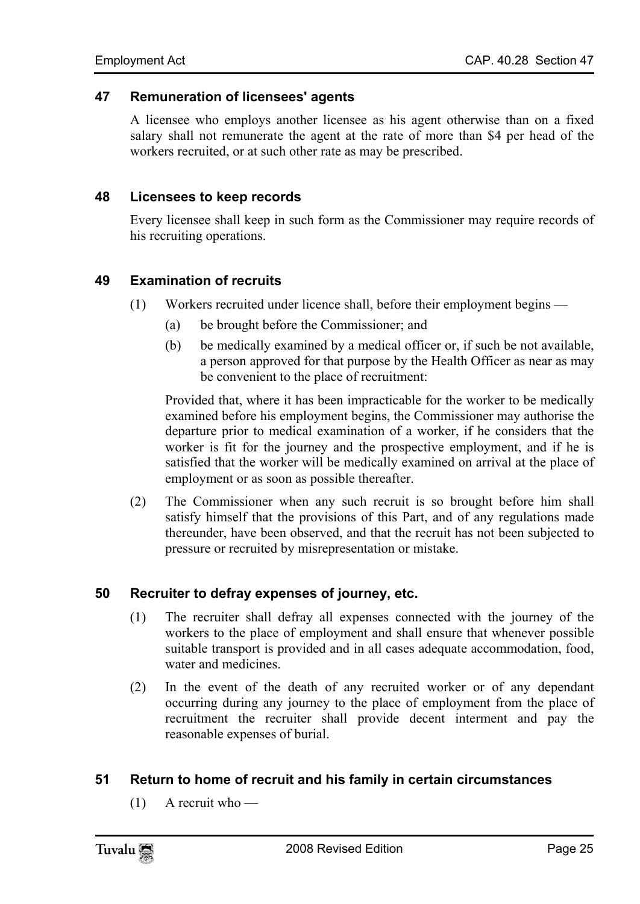### 47 Remuneration of licensees' agents

A licensee who employs another licensee as his agent otherwise than on a fixed salary shall not remunerate the agent at the rate of more than $4 per head of the workers recruited, or at such other rate as may be prescribed.

### 48 Licensees to keep records

Every licensee shall keep in such form as the Commissioner may require records of his recruiting operations.

### 49 Examination of recruits

(1) Workers recruited under licence shall, before their employment begins —

(a) be brought before the Commissioner; and

(b) be medically examined by a medical officer or, if such be not available, a person approved for that purpose by the Health Officer as near as may be convenient to the place of recruitment:

Provided that, where it has been impracticable for the worker to be medically examined before his employment begins, the Commissioner may authorise the departure prior to medical examination of a worker, if he considers that the worker is fit for the journey and the prospective employment, and if he is satisfied that the worker will be medically examined on arrival at the place of employment or as soon as possible thereafter.

(2) The Commissioner when any such recruit is so brought before him shall satisfy himself that the provisions of this Part, and of any regulations made thereunder, have been observed, and that the recruit has not been subjected to pressure or recruited by misrepresentation or mistake.

### 50 Recruiter to defray expenses of journey, etc.

(1) The recruiter shall defray all expenses connected with the journey of the workers to the place of employment and shall ensure that whenever possible suitable transport is provided and in all cases adequate accommodation, food, water and medicines.

(2) In the event of the death of any recruited worker or of any dependant occurring during any journey to the place of employment from the place of recruitment the recruiter shall provide decent interment and pay the reasonable expenses of burial.

### 51 Return to home of recruit and his family in certain circumstances

(1) A recruit who —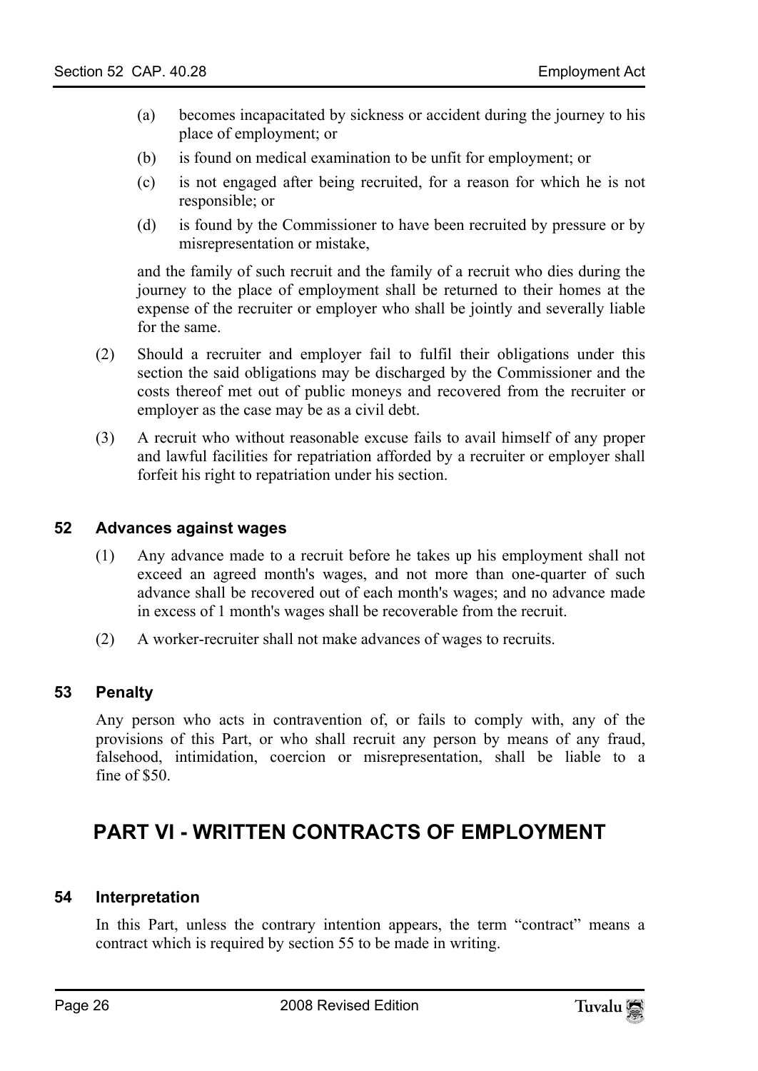(a) becomes incapacitated by sickness or accident during the journey to his place of employment; or

(b) is found on medical examination to be unfit for employment; or

(c) is not engaged after being recruited, for a reason for which he is not responsible; or

(d) is found by the Commissioner to have been recruited by pressure or by misrepresentation or mistake,

and the family of such recruit and the family of a recruit who dies during the journey to the place of employment shall be returned to their homes at the expense of the recruiter or employer who shall be jointly and severally liable for the same.

(2) Should a recruiter and employer fail to fulfil their obligations under this section the said obligations may be discharged by the Commissioner and the costs thereof met out of public moneys and recovered from the recruiter or employer as the case may be as a civil debt.

(3) A recruit who without reasonable excuse fails to avail himself of any proper and lawful facilities for repatriation afforded by a recruiter or employer shall forfeit his right to repatriation under his section.

### 52 Advances against wages

(1) Any advance made to a recruit before he takes up his employment shall not exceed an agreed month's wages, and not more than one-quarter of such advance shall be recovered out of each month's wages; and no advance made in excess of 1 month's wages shall be recoverable from the recruit.

(2) A worker-recruiter shall not make advances of wages to recruits.

### 53 Penalty

Any person who acts in contravention of, or fails to comply with, any of the provisions of this Part, or who shall recruit any person by means of any fraud, falsehood, intimidation, coercion or misrepresentation, shall be liable to a fine of $50.

## PART VI - WRITTEN CONTRACTS OF EMPLOYMENT

### 54 Interpretation

In this Part, unless the contrary intention appears, the term "contract" means a contract which is required by section 55 to be made in writing.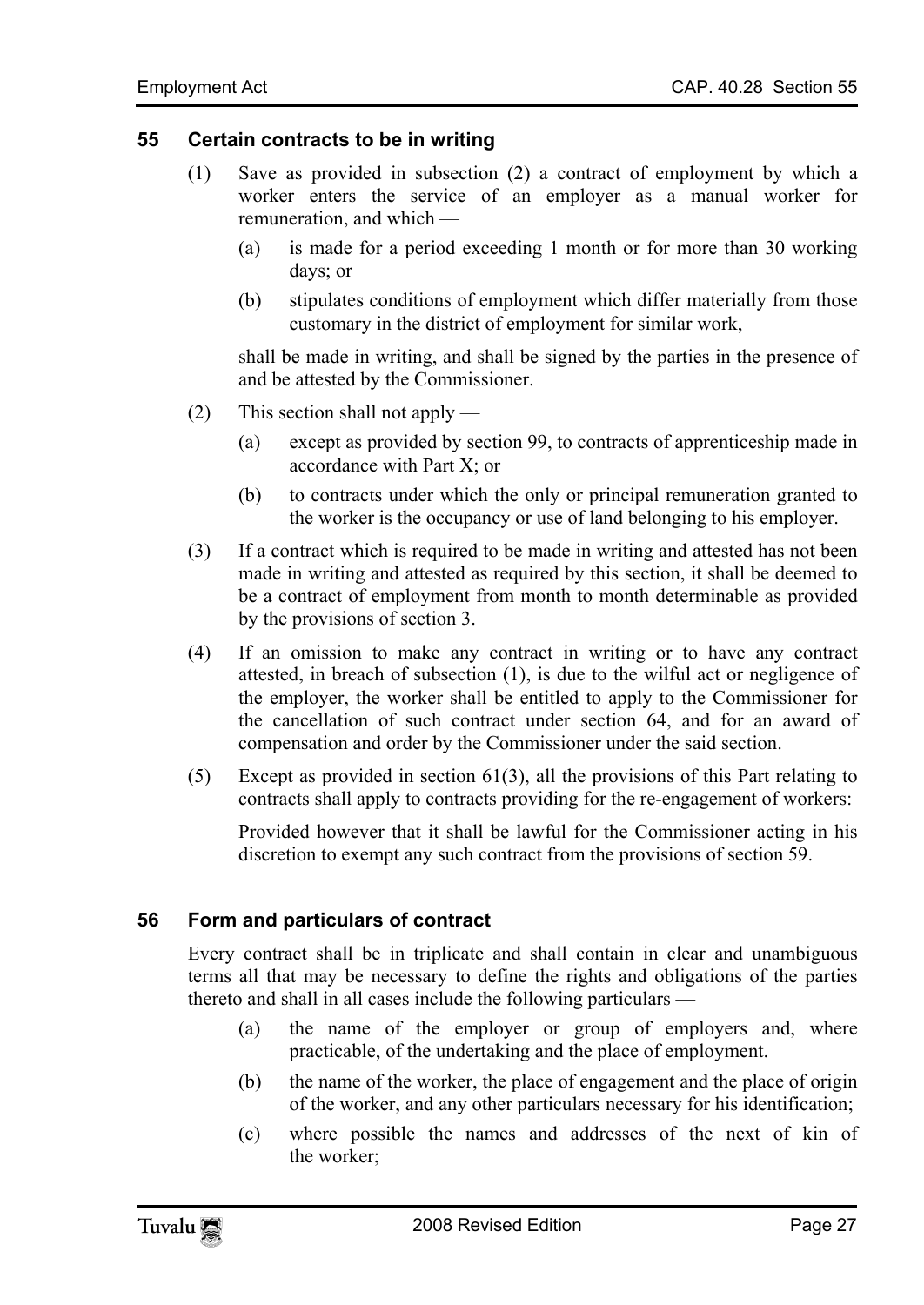### 55 Certain contracts to be in writing

(1) Save as provided in subsection (2) a contract of employment by which a worker enters the service of an employer as a manual worker for remuneration, and which —

(a) is made for a period exceeding 1 month or for more than 30 working days; or

(b) stipulates conditions of employment which differ materially from those customary in the district of employment for similar work,

shall be made in writing, and shall be signed by the parties in the presence of and be attested by the Commissioner.

(2) This section shall not apply —

(a) except as provided by section 99, to contracts of apprenticeship made in accordance with Part X; or

(b) to contracts under which the only or principal remuneration granted to the worker is the occupancy or use of land belonging to his employer.

(3) If a contract which is required to be made in writing and attested has not been made in writing and attested as required by this section, it shall be deemed to be a contract of employment from month to month determinable as provided by the provisions of section 3.

(4) If an omission to make any contract in writing or to have any contract attested, in breach of subsection (1), is due to the wilful act or negligence of the employer, the worker shall be entitled to apply to the Commissioner for the cancellation of such contract under section 64, and for an award of compensation and order by the Commissioner under the said section.

(5) Except as provided in section 61(3), all the provisions of this Part relating to contracts shall apply to contracts providing for the re-engagement of workers:

Provided however that it shall be lawful for the Commissioner acting in his discretion to exempt any such contract from the provisions of section 59.

### 56 Form and particulars of contract

Every contract shall be in triplicate and shall contain in clear and unambiguous terms all that may be necessary to define the rights and obligations of the parties thereto and shall in all cases include the following particulars —

(a) the name of the employer or group of employers and, where practicable, of the undertaking and the place of employment.

(b) the name of the worker, the place of engagement and the place of origin of the worker, and any other particulars necessary for his identification;

(c) where possible the names and addresses of the next of kin of the worker;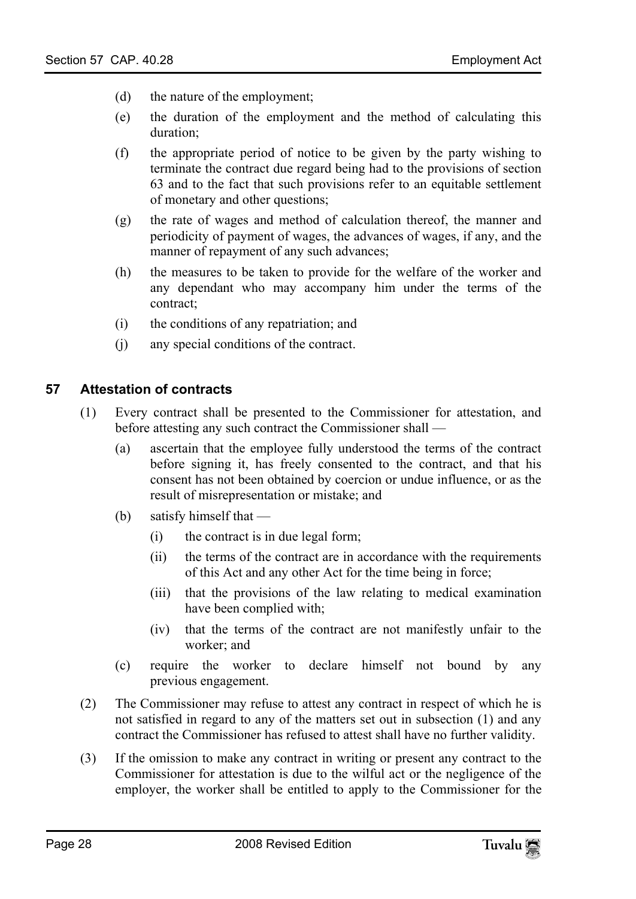(d) the nature of the employment;

(e) the duration of the employment and the method of calculating this duration;

(f) the appropriate period of notice to be given by the party wishing to terminate the contract due regard being had to the provisions of section 63 and to the fact that such provisions refer to an equitable settlement of monetary and other questions;

(g) the rate of wages and method of calculation thereof, the manner and periodicity of payment of wages, the advances of wages, if any, and the manner of repayment of any such advances;

(h) the measures to be taken to provide for the welfare of the worker and any dependant who may accompany him under the terms of the contract;

(i) the conditions of any repatriation; and

(j) any special conditions of the contract.

## 57 Attestation of contracts

(1) Every contract shall be presented to the Commissioner for attestation, and before attesting any such contract the Commissioner shall —

   (a) ascertain that the employee fully understood the terms of the contract before signing it, has freely consented to the contract, and that his consent has not been obtained by coercion or undue influence, or as the result of misrepresentation or mistake; and

   (b) satisfy himself that —

      (i) the contract is in due legal form;

      (ii) the terms of the contract are in accordance with the requirements of this Act and any other Act for the time being in force;

      (iii) that the provisions of the law relating to medical examination have been complied with;

      (iv) that the terms of the contract are not manifestly unfair to the worker; and

   (c) require the worker to declare himself not bound by any previous engagement.

(2) The Commissioner may refuse to attest any contract in respect of which he is not satisfied in regard to any of the matters set out in subsection (1) and any contract the Commissioner has refused to attest shall have no further validity.

(3) If the omission to make any contract in writing or present any contract to the Commissioner for attestation is due to the wilful act or the negligence of the employer, the worker shall be entitled to apply to the Commissioner for the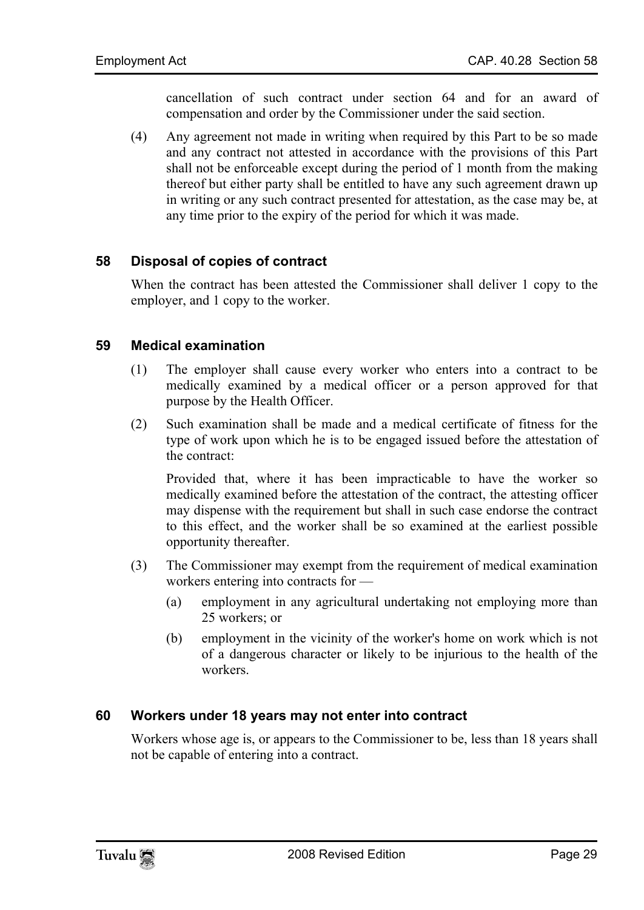cancellation of such contract under section 64 and for an award of compensation and order by the Commissioner under the said section.

(4) Any agreement not made in writing when required by this Part to be so made and any contract not attested in accordance with the provisions of this Part shall not be enforceable except during the period of 1 month from the making thereof but either party shall be entitled to have any such agreement drawn up in writing or any such contract presented for attestation, as the case may be, at any time prior to the expiry of the period for which it was made.

### 58 Disposal of copies of contract

When the contract has been attested the Commissioner shall deliver 1 copy to the employer, and 1 copy to the worker.

### 59 Medical examination

(1) The employer shall cause every worker who enters into a contract to be medically examined by a medical officer or a person approved for that purpose by the Health Officer.

(2) Such examination shall be made and a medical certificate of fitness for the type of work upon which he is to be engaged issued before the attestation of the contract:

Provided that, where it has been impracticable to have the worker so medically examined before the attestation of the contract, the attesting officer may dispense with the requirement but shall in such case endorse the contract to this effect, and the worker shall be so examined at the earliest possible opportunity thereafter.

(3) The Commissioner may exempt from the requirement of medical examination workers entering into contracts for —

(a) employment in any agricultural undertaking not employing more than 25 workers; or

(b) employment in the vicinity of the worker's home on work which is not of a dangerous character or likely to be injurious to the health of the workers.

### 60 Workers under 18 years may not enter into contract

Workers whose age is, or appears to the Commissioner to be, less than 18 years shall not be capable of entering into a contract.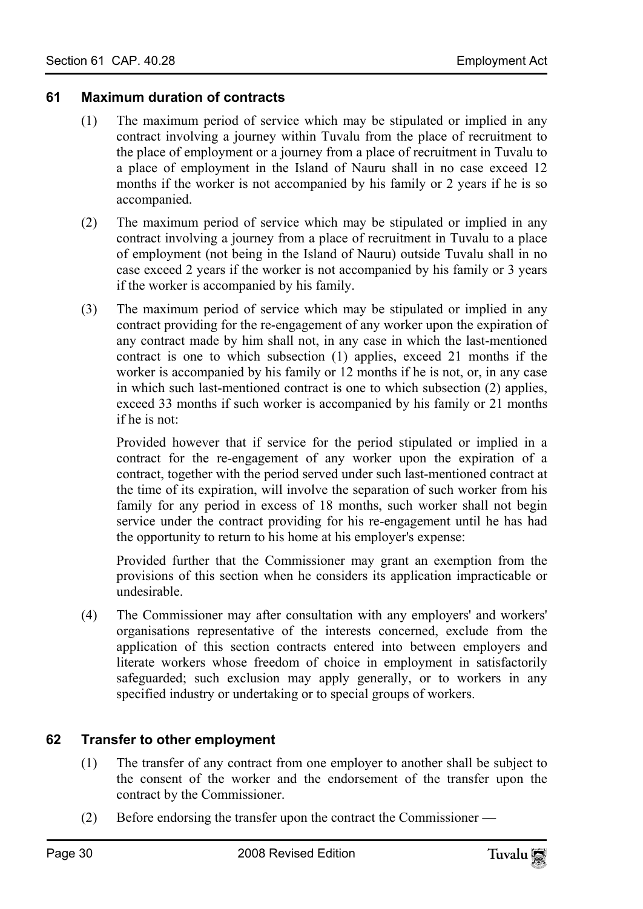### 61 Maximum duration of contracts

(1) The maximum period of service which may be stipulated or implied in any contract involving a journey within Tuvalu from the place of recruitment to the place of employment or a journey from a place of recruitment in Tuvalu to a place of employment in the Island of Nauru shall in no case exceed 12 months if the worker is not accompanied by his family or 2 years if he is so accompanied.

(2) The maximum period of service which may be stipulated or implied in any contract involving a journey from a place of recruitment in Tuvalu to a place of employment (not being in the Island of Nauru) outside Tuvalu shall in no case exceed 2 years if the worker is not accompanied by his family or 3 years if the worker is accompanied by his family.

(3) The maximum period of service which may be stipulated or implied in any contract providing for the re-engagement of any worker upon the expiration of any contract made by him shall not, in any case in which the last-mentioned contract is one to which subsection (1) applies, exceed 21 months if the worker is accompanied by his family or 12 months if he is not, or, in any case in which such last-mentioned contract is one to which subsection (2) applies, exceed 33 months if such worker is accompanied by his family or 21 months if he is not:

Provided however that if service for the period stipulated or implied in a contract for the re-engagement of any worker upon the expiration of a contract, together with the period served under such last-mentioned contract at the time of its expiration, will involve the separation of such worker from his family for any period in excess of 18 months, such worker shall not begin service under the contract providing for his re-engagement until he has had the opportunity to return to his home at his employer's expense:

Provided further that the Commissioner may grant an exemption from the provisions of this section when he considers its application impracticable or undesirable.

(4) The Commissioner may after consultation with any employers' and workers' organisations representative of the interests concerned, exclude from the application of this section contracts entered into between employers and literate workers whose freedom of choice in employment in satisfactorily safeguarded; such exclusion may apply generally, or to workers in any specified industry or undertaking or to special groups of workers.

### 62 Transfer to other employment

(1) The transfer of any contract from one employer to another shall be subject to the consent of the worker and the endorsement of the transfer upon the contract by the Commissioner.

(2) Before endorsing the transfer upon the contract the Commissioner —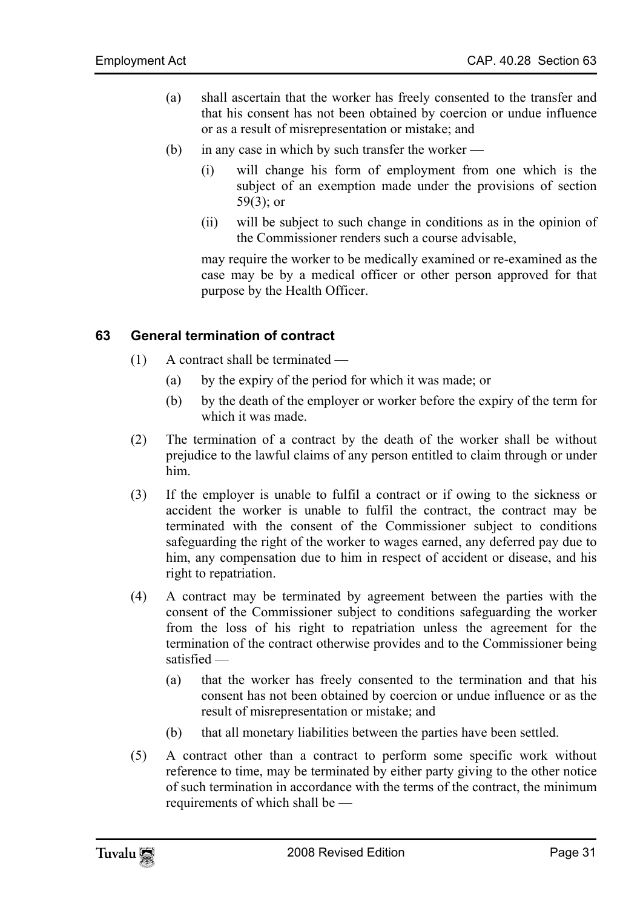(a) shall ascertain that the worker has freely consented to the transfer and that his consent has not been obtained by coercion or undue influence or as a result of misrepresentation or mistake; and

(b) in any case in which by such transfer the worker —

(i) will change his form of employment from one which is the subject of an exemption made under the provisions of section 59(3); or

(ii) will be subject to such change in conditions as in the opinion of the Commissioner renders such a course advisable,

may require the worker to be medically examined or re-examined as the case may be by a medical officer or other person approved for that purpose by the Health Officer.

### 63 General termination of contract

(1) A contract shall be terminated —

(a) by the expiry of the period for which it was made; or

(b) by the death of the employer or worker before the expiry of the term for which it was made.

(2) The termination of a contract by the death of the worker shall be without prejudice to the lawful claims of any person entitled to claim through or under him.

(3) If the employer is unable to fulfil a contract or if owing to the sickness or accident the worker is unable to fulfil the contract, the contract may be terminated with the consent of the Commissioner subject to conditions safeguarding the right of the worker to wages earned, any deferred pay due to him, any compensation due to him in respect of accident or disease, and his right to repatriation.

(4) A contract may be terminated by agreement between the parties with the consent of the Commissioner subject to conditions safeguarding the worker from the loss of his right to repatriation unless the agreement for the termination of the contract otherwise provides and to the Commissioner being satisfied —

(a) that the worker has freely consented to the termination and that his consent has not been obtained by coercion or undue influence or as the result of misrepresentation or mistake; and

(b) that all monetary liabilities between the parties have been settled.

(5) A contract other than a contract to perform some specific work without reference to time, may be terminated by either party giving to the other notice of such termination in accordance with the terms of the contract, the minimum requirements of which shall be —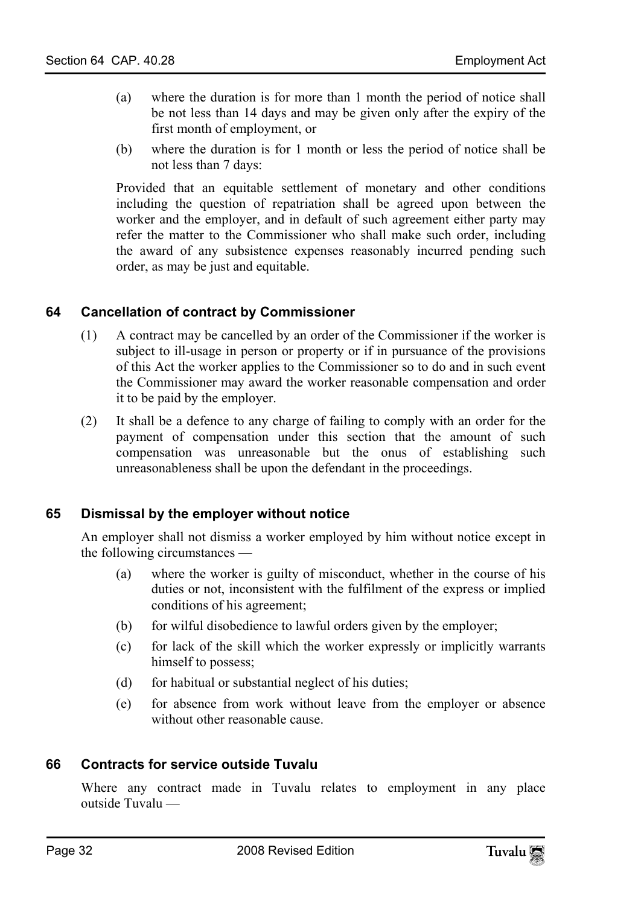(a) where the duration is for more than 1 month the period of notice shall be not less than 14 days and may be given only after the expiry of the first month of employment, or

(b) where the duration is for 1 month or less the period of notice shall be not less than 7 days:

Provided that an equitable settlement of monetary and other conditions including the question of repatriation shall be agreed upon between the worker and the employer, and in default of such agreement either party may refer the matter to the Commissioner who shall make such order, including the award of any subsistence expenses reasonably incurred pending such order, as may be just and equitable.

### 64 Cancellation of contract by Commissioner

(1) A contract may be cancelled by an order of the Commissioner if the worker is subject to ill-usage in person or property or if in pursuance of the provisions of this Act the worker applies to the Commissioner so to do and in such event the Commissioner may award the worker reasonable compensation and order it to be paid by the employer.

(2) It shall be a defence to any charge of failing to comply with an order for the payment of compensation under this section that the amount of such compensation was unreasonable but the onus of establishing such unreasonableness shall be upon the defendant in the proceedings.

### 65 Dismissal by the employer without notice

An employer shall not dismiss a worker employed by him without notice except in the following circumstances —

(a) where the worker is guilty of misconduct, whether in the course of his duties or not, inconsistent with the fulfilment of the express or implied conditions of his agreement;

(b) for wilful disobedience to lawful orders given by the employer;

(c) for lack of the skill which the worker expressly or implicitly warrants himself to possess;

(d) for habitual or substantial neglect of his duties;

(e) for absence from work without leave from the employer or absence without other reasonable cause.

### 66 Contracts for service outside Tuvalu

Where any contract made in Tuvalu relates to employment in any place outside Tuvalu —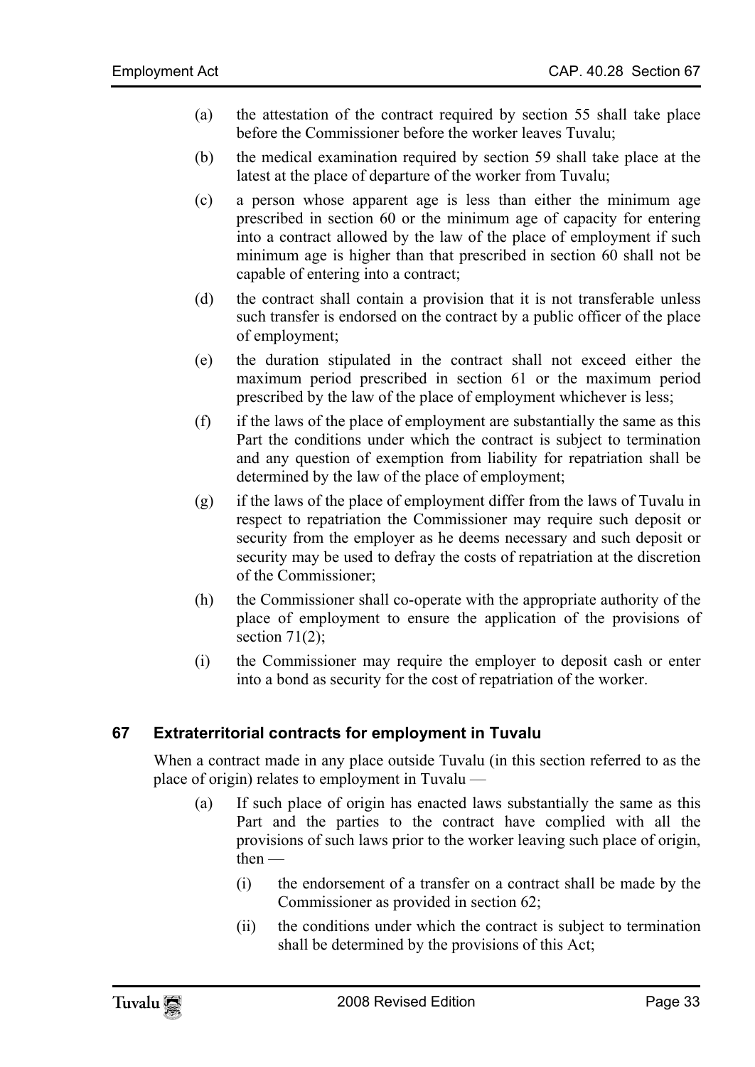(a) the attestation of the contract required by section 55 shall take place before the Commissioner before the worker leaves Tuvalu;

(b) the medical examination required by section 59 shall take place at the latest at the place of departure of the worker from Tuvalu;

(c) a person whose apparent age is less than either the minimum age prescribed in section 60 or the minimum age of capacity for entering into a contract allowed by the law of the place of employment if such minimum age is higher than that prescribed in section 60 shall not be capable of entering into a contract;

(d) the contract shall contain a provision that it is not transferable unless such transfer is endorsed on the contract by a public officer of the place of employment;

(e) the duration stipulated in the contract shall not exceed either the maximum period prescribed in section 61 or the maximum period prescribed by the law of the place of employment whichever is less;

(f) if the laws of the place of employment are substantially the same as this Part the conditions under which the contract is subject to termination and any question of exemption from liability for repatriation shall be determined by the law of the place of employment;

(g) if the laws of the place of employment differ from the laws of Tuvalu in respect to repatriation the Commissioner may require such deposit or security from the employer as he deems necessary and such deposit or security may be used to defray the costs of repatriation at the discretion of the Commissioner;

(h) the Commissioner shall co-operate with the appropriate authority of the place of employment to ensure the application of the provisions of section 71(2);

(i) the Commissioner may require the employer to deposit cash or enter into a bond as security for the cost of repatriation of the worker.

### 67 Extraterritorial contracts for employment in Tuvalu

When a contract made in any place outside Tuvalu (in this section referred to as the place of origin) relates to employment in Tuvalu —

(a) If such place of origin has enacted laws substantially the same as this Part and the parties to the contract have complied with all the provisions of such laws prior to the worker leaving such place of origin, then —

(i) the endorsement of a transfer on a contract shall be made by the Commissioner as provided in section 62;

(ii) the conditions under which the contract is subject to termination shall be determined by the provisions of this Act;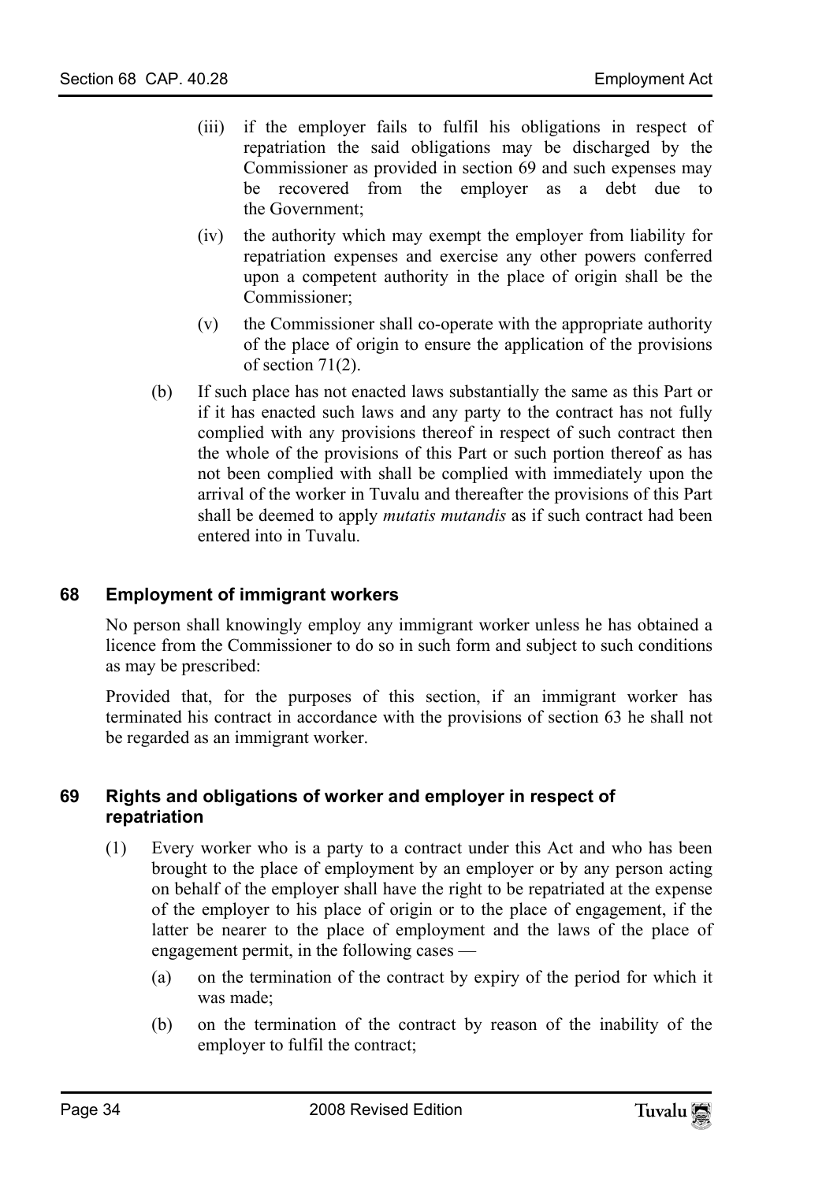(iii) if the employer fails to fulfil his obligations in respect of repatriation the said obligations may be discharged by the Commissioner as provided in section 69 and such expenses may be recovered from the employer as a debt due to the Government;

(iv) the authority which may exempt the employer from liability for repatriation expenses and exercise any other powers conferred upon a competent authority in the place of origin shall be the Commissioner;

(v) the Commissioner shall co-operate with the appropriate authority of the place of origin to ensure the application of the provisions of section 71(2).

(b) If such place has not enacted laws substantially the same as this Part or if it has enacted such laws and any party to the contract has not fully complied with any provisions thereof in respect of such contract then the whole of the provisions of this Part or such portion thereof as has not been complied with shall be complied with immediately upon the arrival of the worker in Tuvalu and thereafter the provisions of this Part shall be deemed to apply *mutatis mutandis* as if such contract had been entered into in Tuvalu.

### 68 Employment of immigrant workers

No person shall knowingly employ any immigrant worker unless he has obtained a licence from the Commissioner to do so in such form and subject to such conditions as may be prescribed:

Provided that, for the purposes of this section, if an immigrant worker has terminated his contract in accordance with the provisions of section 63 he shall not be regarded as an immigrant worker.

### 69 Rights and obligations of worker and employer in respect of repatriation

(1) Every worker who is a party to a contract under this Act and who has been brought to the place of employment by an employer or by any person acting on behalf of the employer shall have the right to be repatriated at the expense of the employer to his place of origin or to the place of engagement, if the latter be nearer to the place of employment and the laws of the place of engagement permit, in the following cases —

(a) on the termination of the contract by expiry of the period for which it was made;

(b) on the termination of the contract by reason of the inability of the employer to fulfil the contract;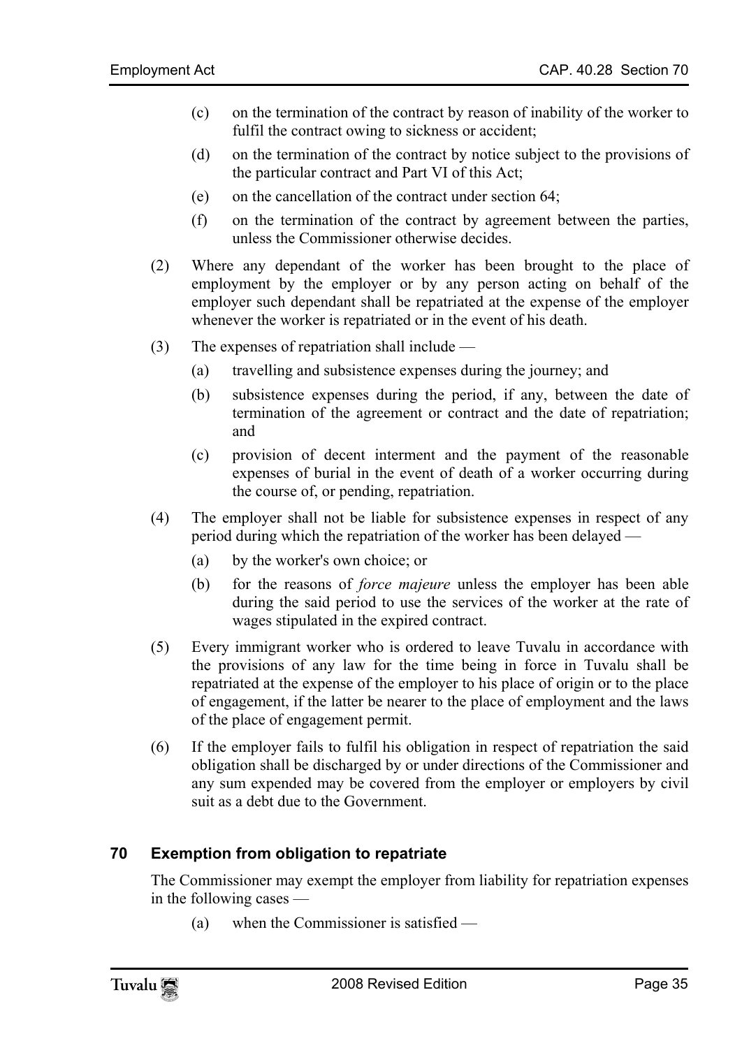(c) on the termination of the contract by reason of inability of the worker to fulfil the contract owing to sickness or accident;

(d) on the termination of the contract by notice subject to the provisions of the particular contract and Part VI of this Act;

(e) on the cancellation of the contract under section 64;

(f) on the termination of the contract by agreement between the parties, unless the Commissioner otherwise decides.

(2) Where any dependant of the worker has been brought to the place of employment by the employer or by any person acting on behalf of the employer such dependant shall be repatriated at the expense of the employer whenever the worker is repatriated or in the event of his death.

(3) The expenses of repatriation shall include —

(a) travelling and subsistence expenses during the journey; and

(b) subsistence expenses during the period, if any, between the date of termination of the agreement or contract and the date of repatriation; and

(c) provision of decent interment and the payment of the reasonable expenses of burial in the event of death of a worker occurring during the course of, or pending, repatriation.

(4) The employer shall not be liable for subsistence expenses in respect of any period during which the repatriation of the worker has been delayed —

(a) by the worker's own choice; or

(b) for the reasons of *force majeure* unless the employer has been able during the said period to use the services of the worker at the rate of wages stipulated in the expired contract.

(5) Every immigrant worker who is ordered to leave Tuvalu in accordance with the provisions of any law for the time being in force in Tuvalu shall be repatriated at the expense of the employer to his place of origin or to the place of engagement, if the latter be nearer to the place of employment and the laws of the place of engagement permit.

(6) If the employer fails to fulfil his obligation in respect of repatriation the said obligation shall be discharged by or under directions of the Commissioner and any sum expended may be covered from the employer or employers by civil suit as a debt due to the Government.

## 70 Exemption from obligation to repatriate

The Commissioner may exempt the employer from liability for repatriation expenses in the following cases —

(a) when the Commissioner is satisfied —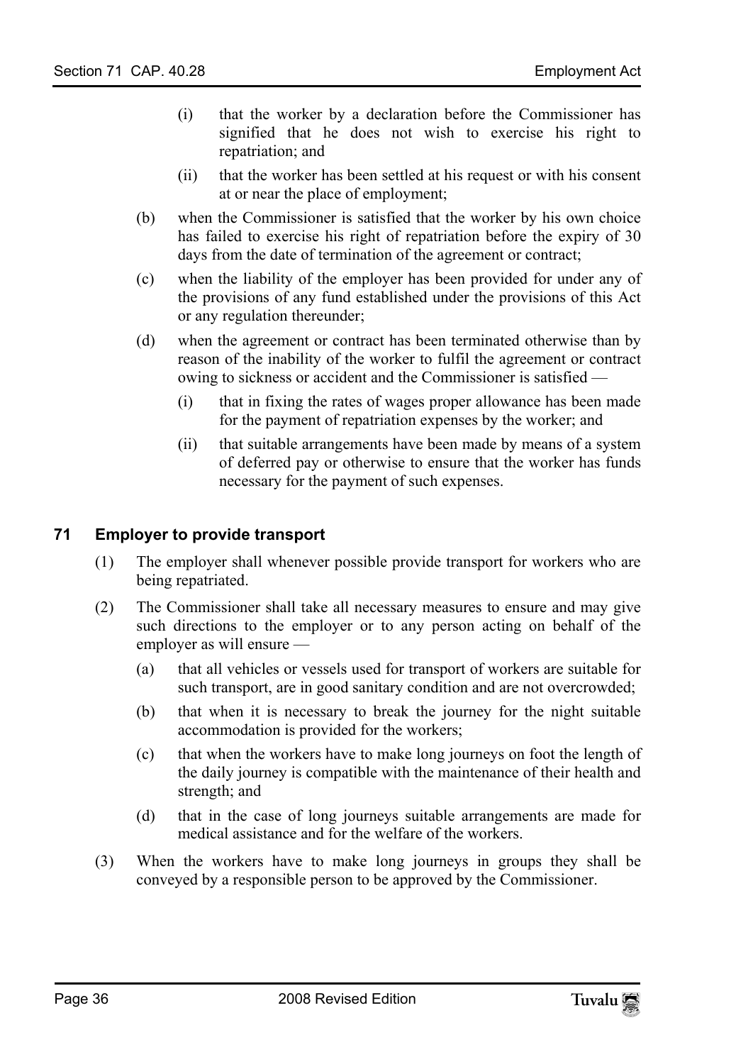- (i) that the worker by a declaration before the Commissioner has signified that he does not wish to exercise his right to repatriation; and
- (ii) that the worker has been settled at his request or with his consent at or near the place of employment;

(b) when the Commissioner is satisfied that the worker by his own choice has failed to exercise his right of repatriation before the expiry of 30 days from the date of termination of the agreement or contract;

(c) when the liability of the employer has been provided for under any of the provisions of any fund established under the provisions of this Act or any regulation thereunder;

(d) when the agreement or contract has been terminated otherwise than by reason of the inability of the worker to fulfil the agreement or contract owing to sickness or accident and the Commissioner is satisfied —

- (i) that in fixing the rates of wages proper allowance has been made for the payment of repatriation expenses by the worker; and
- (ii) that suitable arrangements have been made by means of a system of deferred pay or otherwise to ensure that the worker has funds necessary for the payment of such expenses.

## 71 Employer to provide transport

(1) The employer shall whenever possible provide transport for workers who are being repatriated.

(2) The Commissioner shall take all necessary measures to ensure and may give such directions to the employer or to any person acting on behalf of the employer as will ensure —

- (a) that all vehicles or vessels used for transport of workers are suitable for such transport, are in good sanitary condition and are not overcrowded;
- (b) that when it is necessary to break the journey for the night suitable accommodation is provided for the workers;
- (c) that when the workers have to make long journeys on foot the length of the daily journey is compatible with the maintenance of their health and strength; and
- (d) that in the case of long journeys suitable arrangements are made for medical assistance and for the welfare of the workers.

(3) When the workers have to make long journeys in groups they shall be conveyed by a responsible person to be approved by the Commissioner.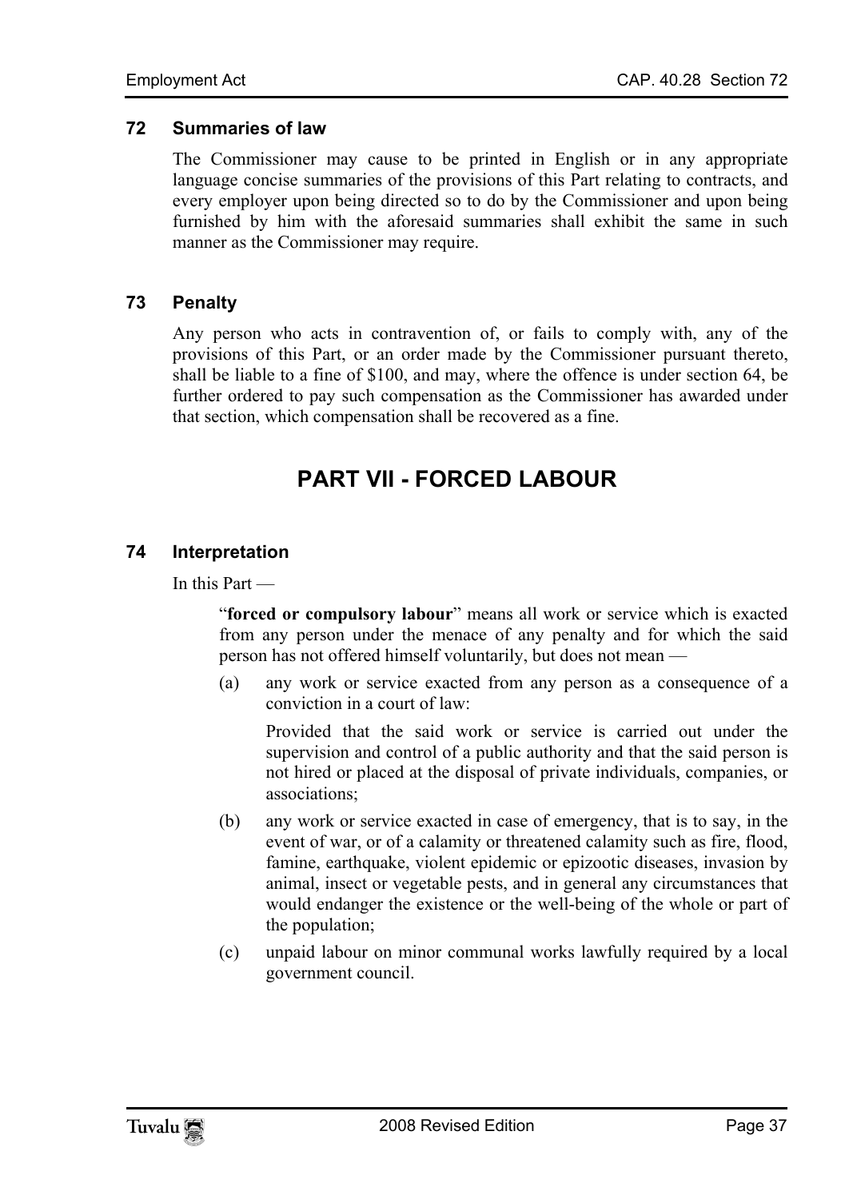### 72 Summaries of law

The Commissioner may cause to be printed in English or in any appropriate language concise summaries of the provisions of this Part relating to contracts, and every employer upon being directed so to do by the Commissioner and upon being furnished by him with the aforesaid summaries shall exhibit the same in such manner as the Commissioner may require.

### 73 Penalty

Any person who acts in contravention of, or fails to comply with, any of the provisions of this Part, or an order made by the Commissioner pursuant thereto, shall be liable to a fine of $100, and may, where the offence is under section 64, be further ordered to pay such compensation as the Commissioner has awarded under that section, which compensation shall be recovered as a fine.

## PART VII - FORCED LABOUR

### 74 Interpretation

In this Part —

"**forced or compulsory labour**" means all work or service which is exacted from any person under the menace of any penalty and for which the said person has not offered himself voluntarily, but does not mean —

(a) any work or service exacted from any person as a consequence of a conviction in a court of law:

Provided that the said work or service is carried out under the supervision and control of a public authority and that the said person is not hired or placed at the disposal of private individuals, companies, or associations;

(b) any work or service exacted in case of emergency, that is to say, in the event of war, or of a calamity or threatened calamity such as fire, flood, famine, earthquake, violent epidemic or epizootic diseases, invasion by animal, insect or vegetable pests, and in general any circumstances that would endanger the existence or the well-being of the whole or part of the population;

(c) unpaid labour on minor communal works lawfully required by a local government council.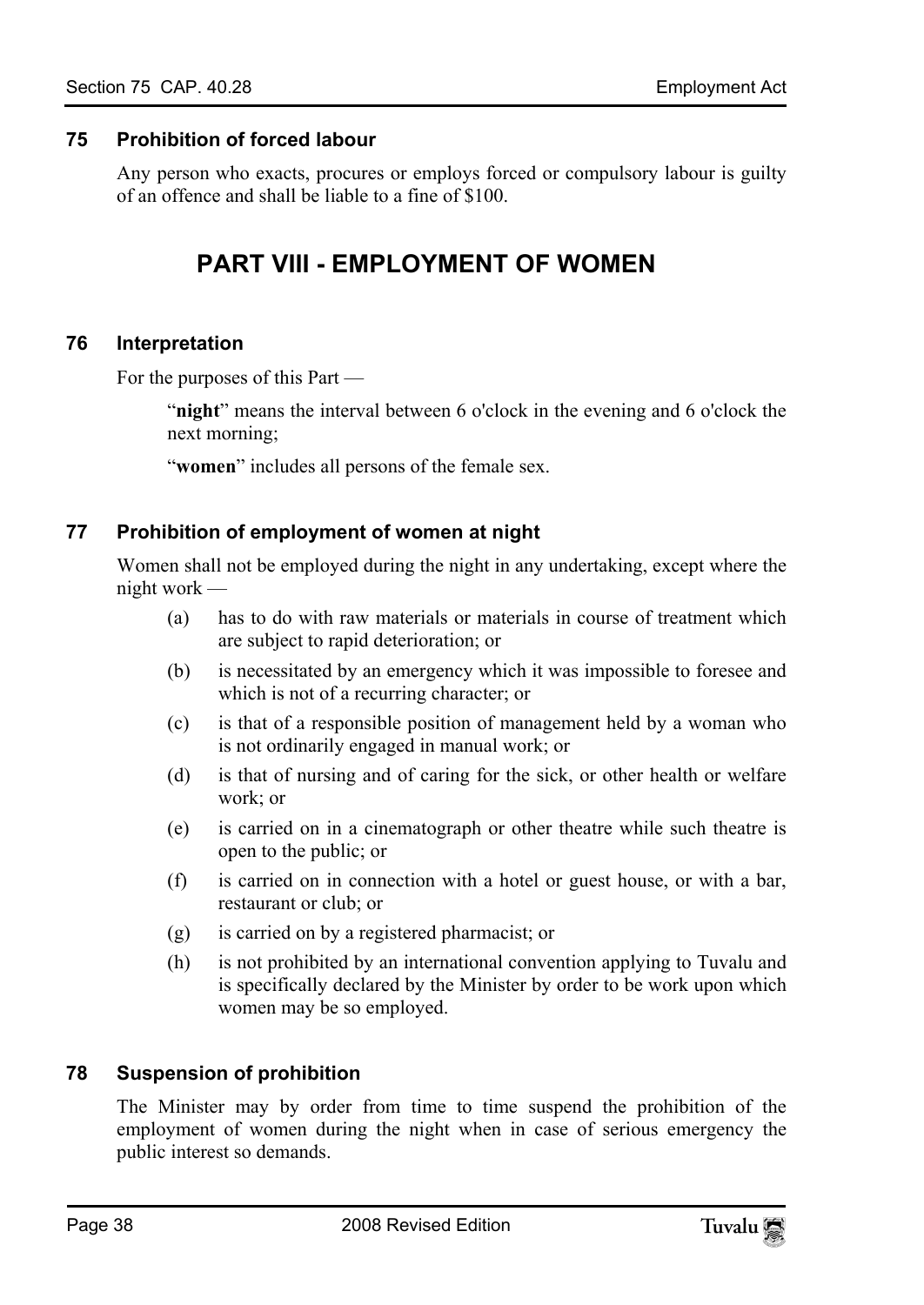### 75 Prohibition of forced labour

Any person who exacts, procures or employs forced or compulsory labour is guilty of an offence and shall be liable to a fine of $100.

## PART VIII - EMPLOYMENT OF WOMEN

### 76 Interpretation

For the purposes of this Part —

"**night**" means the interval between 6 o'clock in the evening and 6 o'clock the next morning;

"**women**" includes all persons of the female sex.

### 77 Prohibition of employment of women at night

Women shall not be employed during the night in any undertaking, except where the night work —

(a) has to do with raw materials or materials in course of treatment which are subject to rapid deterioration; or

(b) is necessitated by an emergency which it was impossible to foresee and which is not of a recurring character; or

(c) is that of a responsible position of management held by a woman who is not ordinarily engaged in manual work; or

(d) is that of nursing and of caring for the sick, or other health or welfare work; or

(e) is carried on in a cinematograph or other theatre while such theatre is open to the public; or

(f) is carried on in connection with a hotel or guest house, or with a bar, restaurant or club; or

(g) is carried on by a registered pharmacist; or

(h) is not prohibited by an international convention applying to Tuvalu and is specifically declared by the Minister by order to be work upon which women may be so employed.

### 78 Suspension of prohibition

The Minister may by order from time to time suspend the prohibition of the employment of women during the night when in case of serious emergency the public interest so demands.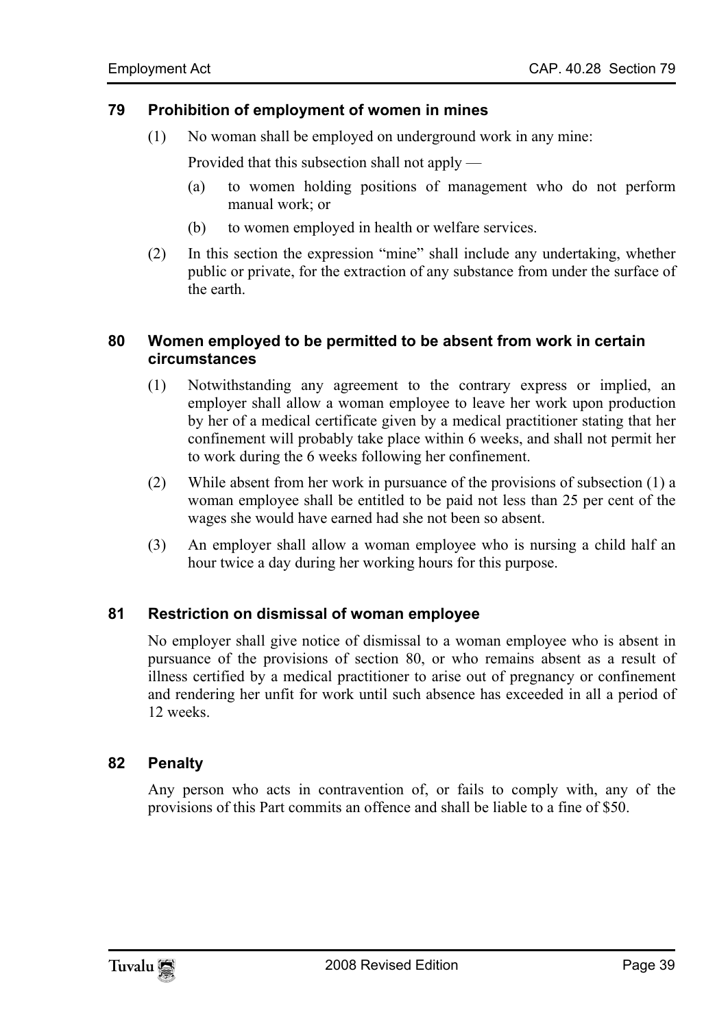## 79 Prohibition of employment of women in mines

(1) No woman shall be employed on underground work in any mine:

Provided that this subsection shall not apply —

(a) to women holding positions of management who do not perform manual work; or

(b) to women employed in health or welfare services.

(2) In this section the expression "mine" shall include any undertaking, whether public or private, for the extraction of any substance from under the surface of the earth.

## 80 Women employed to be permitted to be absent from work in certain circumstances

(1) Notwithstanding any agreement to the contrary express or implied, an employer shall allow a woman employee to leave her work upon production by her of a medical certificate given by a medical practitioner stating that her confinement will probably take place within 6 weeks, and shall not permit her to work during the 6 weeks following her confinement.

(2) While absent from her work in pursuance of the provisions of subsection (1) a woman employee shall be entitled to be paid not less than 25 per cent of the wages she would have earned had she not been so absent.

(3) An employer shall allow a woman employee who is nursing a child half an hour twice a day during her working hours for this purpose.

## 81 Restriction on dismissal of woman employee

No employer shall give notice of dismissal to a woman employee who is absent in pursuance of the provisions of section 80, or who remains absent as a result of illness certified by a medical practitioner to arise out of pregnancy or confinement and rendering her unfit for work until such absence has exceeded in all a period of 12 weeks.

## 82 Penalty

Any person who acts in contravention of, or fails to comply with, any of the provisions of this Part commits an offence and shall be liable to a fine of $50.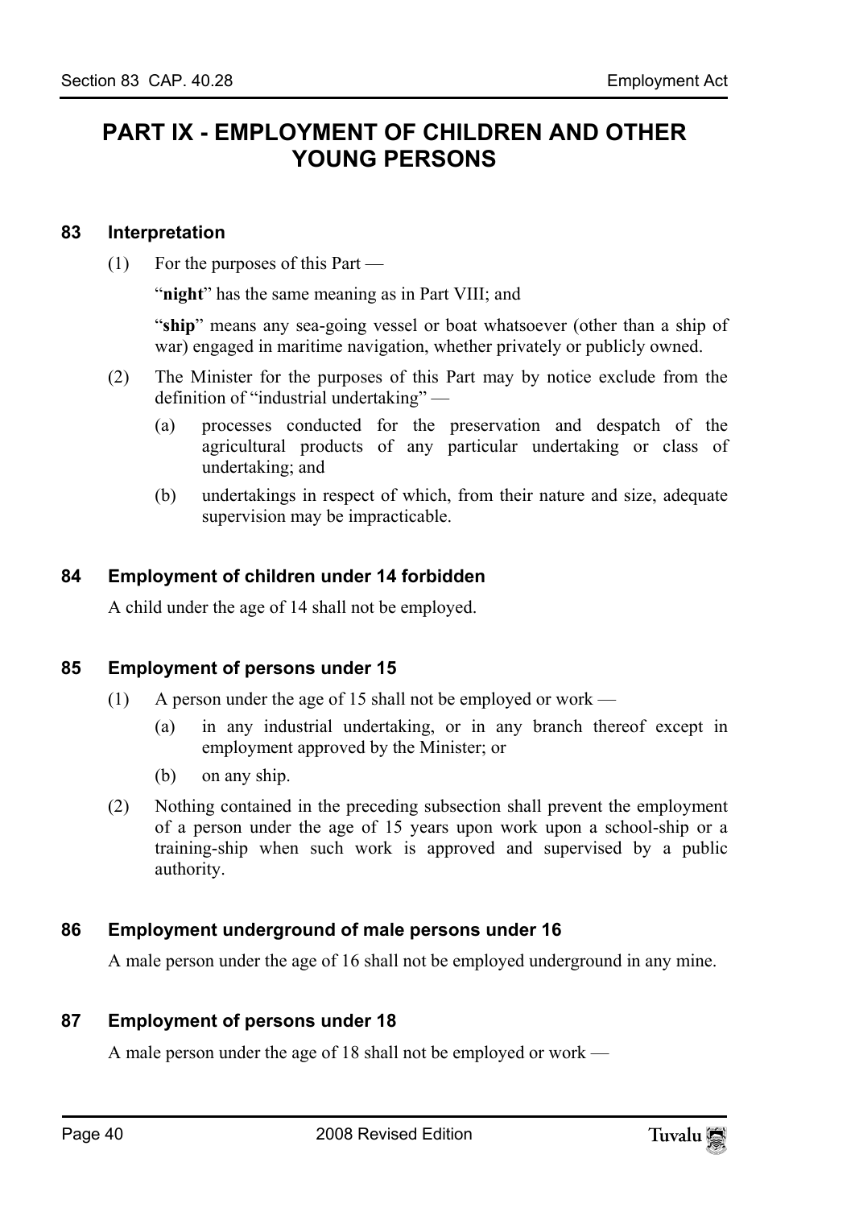# PART IX - EMPLOYMENT OF CHILDREN AND OTHER YOUNG PERSONS

### 83 Interpretation

(1) For the purposes of this Part —

"**night**" has the same meaning as in Part VIII; and

"**ship**" means any sea-going vessel or boat whatsoever (other than a ship of war) engaged in maritime navigation, whether privately or publicly owned.

(2) The Minister for the purposes of this Part may by notice exclude from the definition of "industrial undertaking" —

(a) processes conducted for the preservation and despatch of the agricultural products of any particular undertaking or class of undertaking; and

(b) undertakings in respect of which, from their nature and size, adequate supervision may be impracticable.

### 84 Employment of children under 14 forbidden

A child under the age of 14 shall not be employed.

### 85 Employment of persons under 15

(1) A person under the age of 15 shall not be employed or work —

(a) in any industrial undertaking, or in any branch thereof except in employment approved by the Minister; or

(b) on any ship.

(2) Nothing contained in the preceding subsection shall prevent the employment of a person under the age of 15 years upon work upon a school-ship or a training-ship when such work is approved and supervised by a public authority.

### 86 Employment underground of male persons under 16

A male person under the age of 16 shall not be employed underground in any mine.

### 87 Employment of persons under 18

A male person under the age of 18 shall not be employed or work —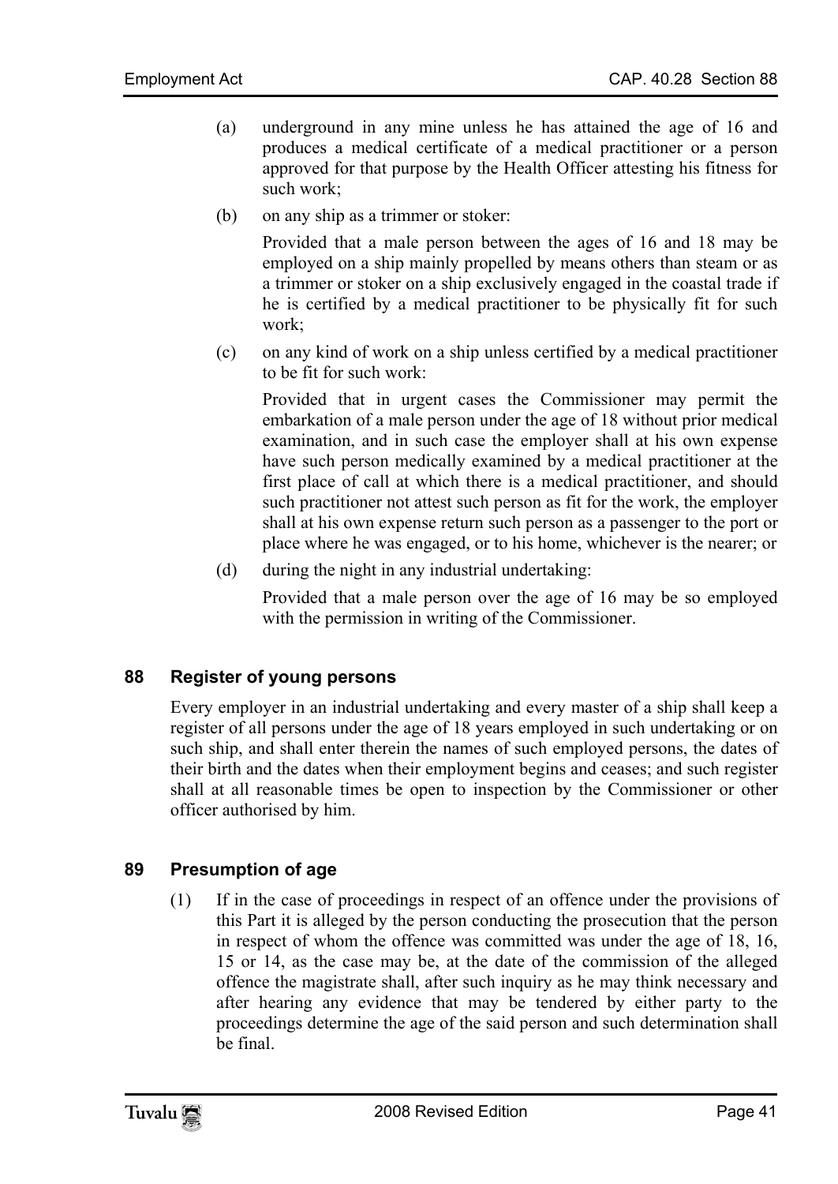(a) underground in any mine unless he has attained the age of 16 and produces a medical certificate of a medical practitioner or a person approved for that purpose by the Health Officer attesting his fitness for such work;

(b) on any ship as a trimmer or stoker:

Provided that a male person between the ages of 16 and 18 may be employed on a ship mainly propelled by means others than steam or as a trimmer or stoker on a ship exclusively engaged in the coastal trade if he is certified by a medical practitioner to be physically fit for such work;

(c) on any kind of work on a ship unless certified by a medical practitioner to be fit for such work:

Provided that in urgent cases the Commissioner may permit the embarkation of a male person under the age of 18 without prior medical examination, and in such case the employer shall at his own expense have such person medically examined by a medical practitioner at the first place of call at which there is a medical practitioner, and should such practitioner not attest such person as fit for the work, the employer shall at his own expense return such person as a passenger to the port or place where he was engaged, or to his home, whichever is the nearer; or

(d) during the night in any industrial undertaking:

Provided that a male person over the age of 16 may be so employed with the permission in writing of the Commissioner.

## 88 Register of young persons

Every employer in an industrial undertaking and every master of a ship shall keep a register of all persons under the age of 18 years employed in such undertaking or on such ship, and shall enter therein the names of such employed persons, the dates of their birth and the dates when their employment begins and ceases; and such register shall at all reasonable times be open to inspection by the Commissioner or other officer authorised by him.

## 89 Presumption of age

(1) If in the case of proceedings in respect of an offence under the provisions of this Part it is alleged by the person conducting the prosecution that the person in respect of whom the offence was committed was under the age of 18, 16, 15 or 14, as the case may be, at the date of the commission of the alleged offence the magistrate shall, after such inquiry as he may think necessary and after hearing any evidence that may be tendered by either party to the proceedings determine the age of the said person and such determination shall be final.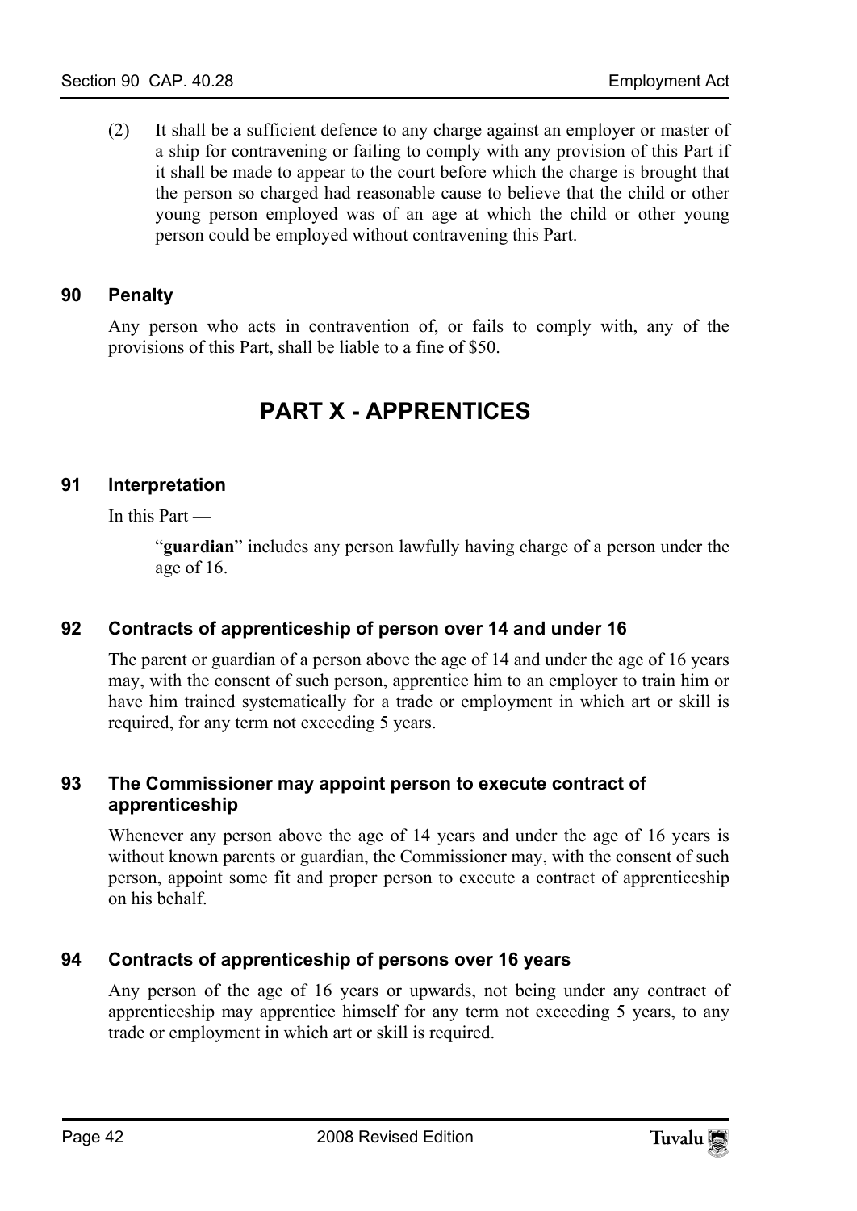(2) It shall be a sufficient defence to any charge against an employer or master of a ship for contravening or failing to comply with any provision of this Part if it shall be made to appear to the court before which the charge is brought that the person so charged had reasonable cause to believe that the child or other young person employed was of an age at which the child or other young person could be employed without contravening this Part.

### 90 Penalty

Any person who acts in contravention of, or fails to comply with, any of the provisions of this Part, shall be liable to a fine of $50.

## PART X - APPRENTICES

### 91 Interpretation

In this Part —

"**guardian**" includes any person lawfully having charge of a person under the age of 16.

### 92 Contracts of apprenticeship of person over 14 and under 16

The parent or guardian of a person above the age of 14 and under the age of 16 years may, with the consent of such person, apprentice him to an employer to train him or have him trained systematically for a trade or employment in which art or skill is required, for any term not exceeding 5 years.

### 93 The Commissioner may appoint person to execute contract of apprenticeship

Whenever any person above the age of 14 years and under the age of 16 years is without known parents or guardian, the Commissioner may, with the consent of such person, appoint some fit and proper person to execute a contract of apprenticeship on his behalf.

### 94 Contracts of apprenticeship of persons over 16 years

Any person of the age of 16 years or upwards, not being under any contract of apprenticeship may apprentice himself for any term not exceeding 5 years, to any trade or employment in which art or skill is required.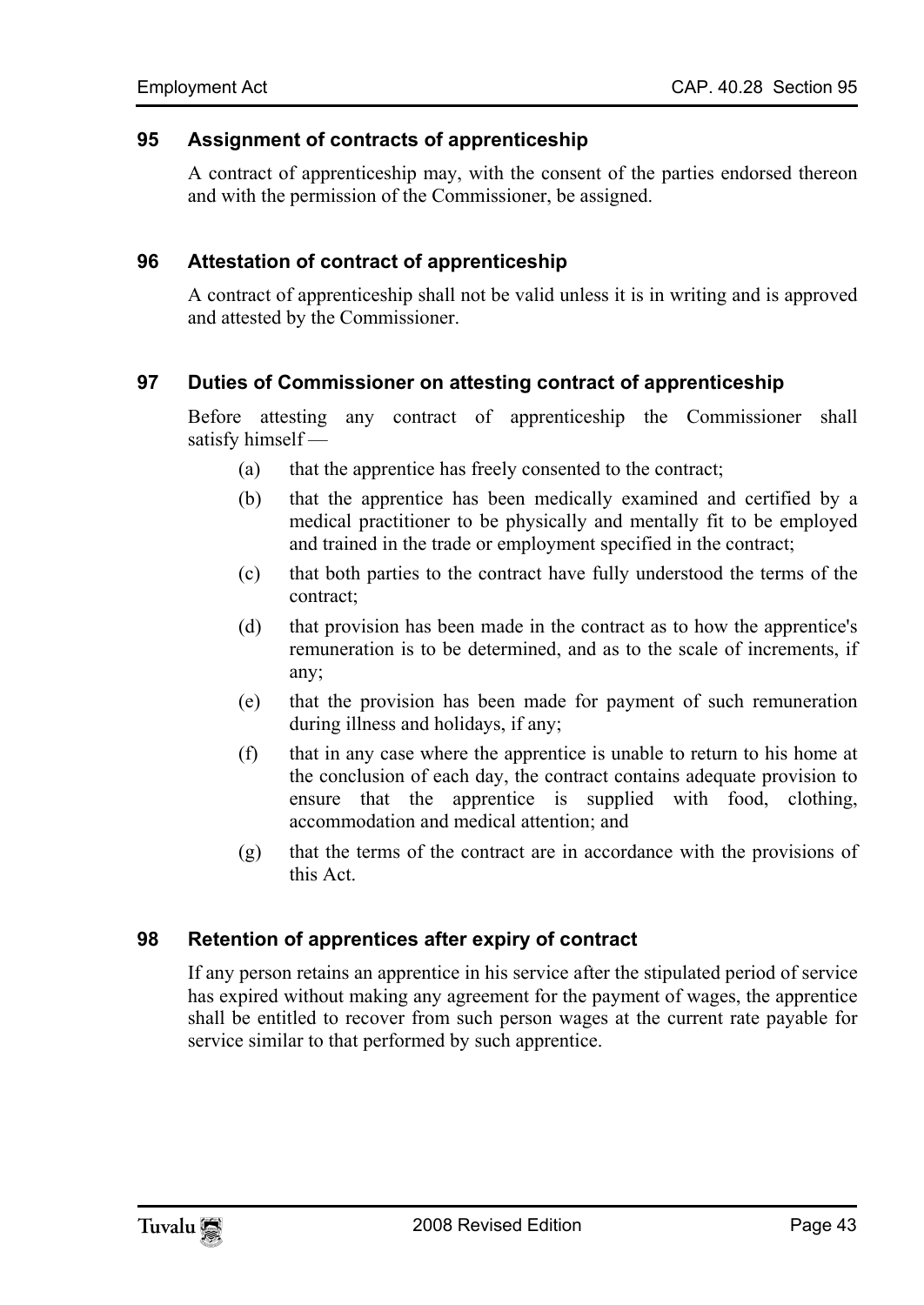### 95 Assignment of contracts of apprenticeship

A contract of apprenticeship may, with the consent of the parties endorsed thereon and with the permission of the Commissioner, be assigned.

### 96 Attestation of contract of apprenticeship

A contract of apprenticeship shall not be valid unless it is in writing and is approved and attested by the Commissioner.

### 97 Duties of Commissioner on attesting contract of apprenticeship

Before attesting any contract of apprenticeship the Commissioner shall satisfy himself —

(a) that the apprentice has freely consented to the contract;

(b) that the apprentice has been medically examined and certified by a medical practitioner to be physically and mentally fit to be employed and trained in the trade or employment specified in the contract;

(c) that both parties to the contract have fully understood the terms of the contract;

(d) that provision has been made in the contract as to how the apprentice's remuneration is to be determined, and as to the scale of increments, if any;

(e) that the provision has been made for payment of such remuneration during illness and holidays, if any;

(f) that in any case where the apprentice is unable to return to his home at the conclusion of each day, the contract contains adequate provision to ensure that the apprentice is supplied with food, clothing, accommodation and medical attention; and

(g) that the terms of the contract are in accordance with the provisions of this Act.

### 98 Retention of apprentices after expiry of contract

If any person retains an apprentice in his service after the stipulated period of service has expired without making any agreement for the payment of wages, the apprentice shall be entitled to recover from such person wages at the current rate payable for service similar to that performed by such apprentice.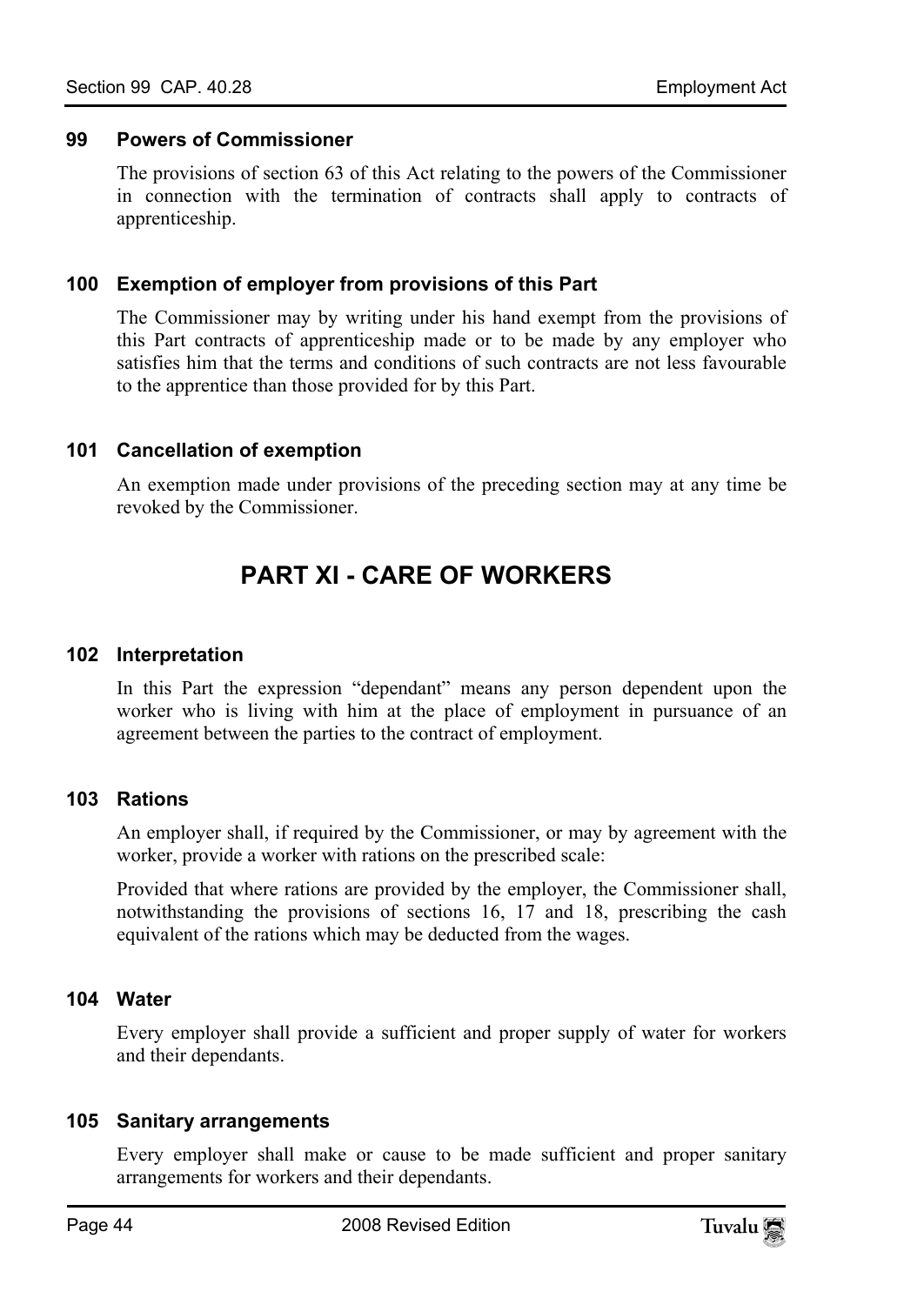### 99 Powers of Commissioner

The provisions of section 63 of this Act relating to the powers of the Commissioner in connection with the termination of contracts shall apply to contracts of apprenticeship.

### 100 Exemption of employer from provisions of this Part

The Commissioner may by writing under his hand exempt from the provisions of this Part contracts of apprenticeship made or to be made by any employer who satisfies him that the terms and conditions of such contracts are not less favourable to the apprentice than those provided for by this Part.

### 101 Cancellation of exemption

An exemption made under provisions of the preceding section may at any time be revoked by the Commissioner.

## PART XI - CARE OF WORKERS

### 102 Interpretation

In this Part the expression "dependant" means any person dependent upon the worker who is living with him at the place of employment in pursuance of an agreement between the parties to the contract of employment.

### 103 Rations

An employer shall, if required by the Commissioner, or may by agreement with the worker, provide a worker with rations on the prescribed scale:

Provided that where rations are provided by the employer, the Commissioner shall, notwithstanding the provisions of sections 16, 17 and 18, prescribing the cash equivalent of the rations which may be deducted from the wages.

### 104 Water

Every employer shall provide a sufficient and proper supply of water for workers and their dependants.

### 105 Sanitary arrangements

Every employer shall make or cause to be made sufficient and proper sanitary arrangements for workers and their dependants.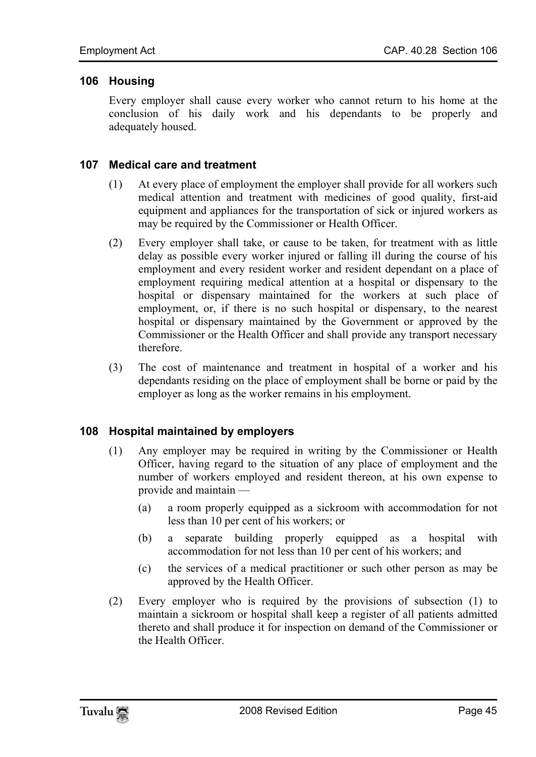### 106 Housing

Every employer shall cause every worker who cannot return to his home at the conclusion of his daily work and his dependants to be properly and adequately housed.

### 107 Medical care and treatment

(1) At every place of employment the employer shall provide for all workers such medical attention and treatment with medicines of good quality, first-aid equipment and appliances for the transportation of sick or injured workers as may be required by the Commissioner or Health Officer.

(2) Every employer shall take, or cause to be taken, for treatment with as little delay as possible every worker injured or falling ill during the course of his employment and every resident worker and resident dependant on a place of employment requiring medical attention at a hospital or dispensary to the hospital or dispensary maintained for the workers at such place of employment, or, if there is no such hospital or dispensary, to the nearest hospital or dispensary maintained by the Government or approved by the Commissioner or the Health Officer and shall provide any transport necessary therefore.

(3) The cost of maintenance and treatment in hospital of a worker and his dependants residing on the place of employment shall be borne or paid by the employer as long as the worker remains in his employment.

### 108 Hospital maintained by employers

(1) Any employer may be required in writing by the Commissioner or Health Officer, having regard to the situation of any place of employment and the number of workers employed and resident thereon, at his own expense to provide and maintain —

(a) a room properly equipped as a sickroom with accommodation for not less than 10 per cent of his workers; or

(b) a separate building properly equipped as a hospital with accommodation for not less than 10 per cent of his workers; and

(c) the services of a medical practitioner or such other person as may be approved by the Health Officer.

(2) Every employer who is required by the provisions of subsection (1) to maintain a sickroom or hospital shall keep a register of all patients admitted thereto and shall produce it for inspection on demand of the Commissioner or the Health Officer.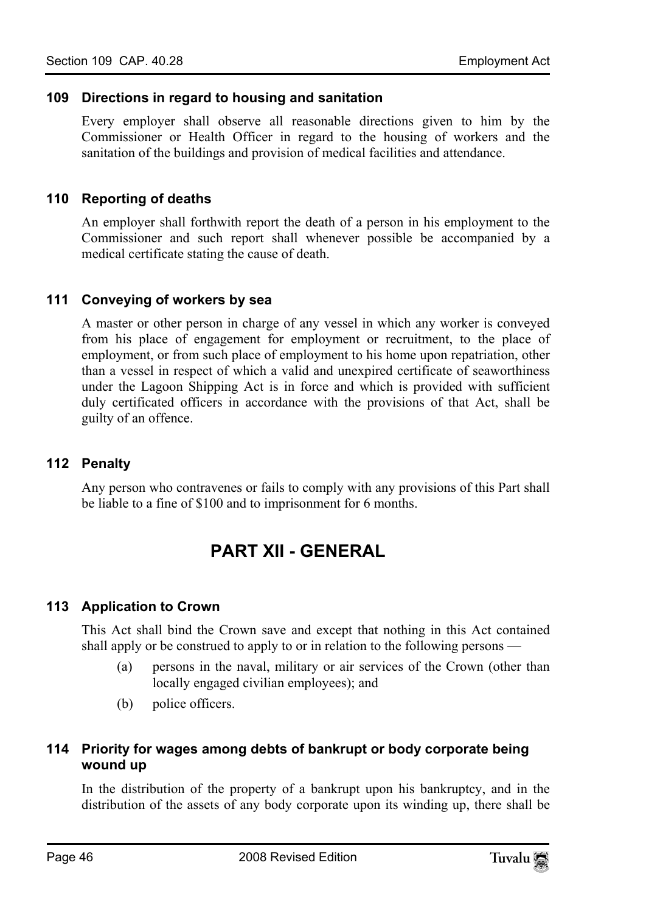### 109 Directions in regard to housing and sanitation

Every employer shall observe all reasonable directions given to him by the Commissioner or Health Officer in regard to the housing of workers and the sanitation of the buildings and provision of medical facilities and attendance.

### 110 Reporting of deaths

An employer shall forthwith report the death of a person in his employment to the Commissioner and such report shall whenever possible be accompanied by a medical certificate stating the cause of death.

### 111 Conveying of workers by sea

A master or other person in charge of any vessel in which any worker is conveyed from his place of engagement for employment or recruitment, to the place of employment, or from such place of employment to his home upon repatriation, other than a vessel in respect of which a valid and unexpired certificate of seaworthiness under the Lagoon Shipping Act is in force and which is provided with sufficient duly certificated officers in accordance with the provisions of that Act, shall be guilty of an offence.

### 112 Penalty

Any person who contravenes or fails to comply with any provisions of this Part shall be liable to a fine of $100 and to imprisonment for 6 months.

## PART XII - GENERAL

### 113 Application to Crown

This Act shall bind the Crown save and except that nothing in this Act contained shall apply or be construed to apply to or in relation to the following persons —

(a) persons in the naval, military or air services of the Crown (other than locally engaged civilian employees); and

(b) police officers.

### 114 Priority for wages among debts of bankrupt or body corporate being wound up

In the distribution of the property of a bankrupt upon his bankruptcy, and in the distribution of the assets of any body corporate upon its winding up, there shall be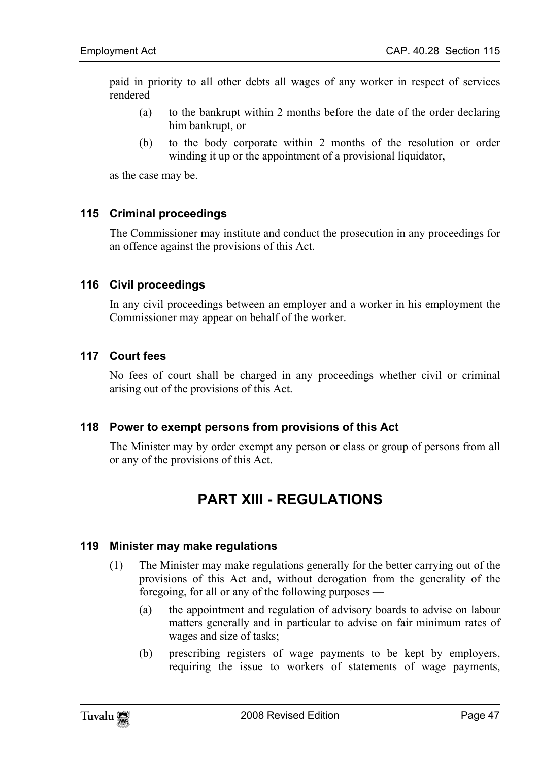paid in priority to all other debts all wages of any worker in respect of services rendered —

(a) to the bankrupt within 2 months before the date of the order declaring him bankrupt, or

(b) to the body corporate within 2 months of the resolution or order winding it up or the appointment of a provisional liquidator,

as the case may be.

### 115 Criminal proceedings

The Commissioner may institute and conduct the prosecution in any proceedings for an offence against the provisions of this Act.

### 116 Civil proceedings

In any civil proceedings between an employer and a worker in his employment the Commissioner may appear on behalf of the worker.

### 117 Court fees

No fees of court shall be charged in any proceedings whether civil or criminal arising out of the provisions of this Act.

### 118 Power to exempt persons from provisions of this Act

The Minister may by order exempt any person or class or group of persons from all or any of the provisions of this Act.

## PART XIII - REGULATIONS

### 119 Minister may make regulations

(1) The Minister may make regulations generally for the better carrying out of the provisions of this Act and, without derogation from the generality of the foregoing, for all or any of the following purposes —

(a) the appointment and regulation of advisory boards to advise on labour matters generally and in particular to advise on fair minimum rates of wages and size of tasks;

(b) prescribing registers of wage payments to be kept by employers, requiring the issue to workers of statements of wage payments,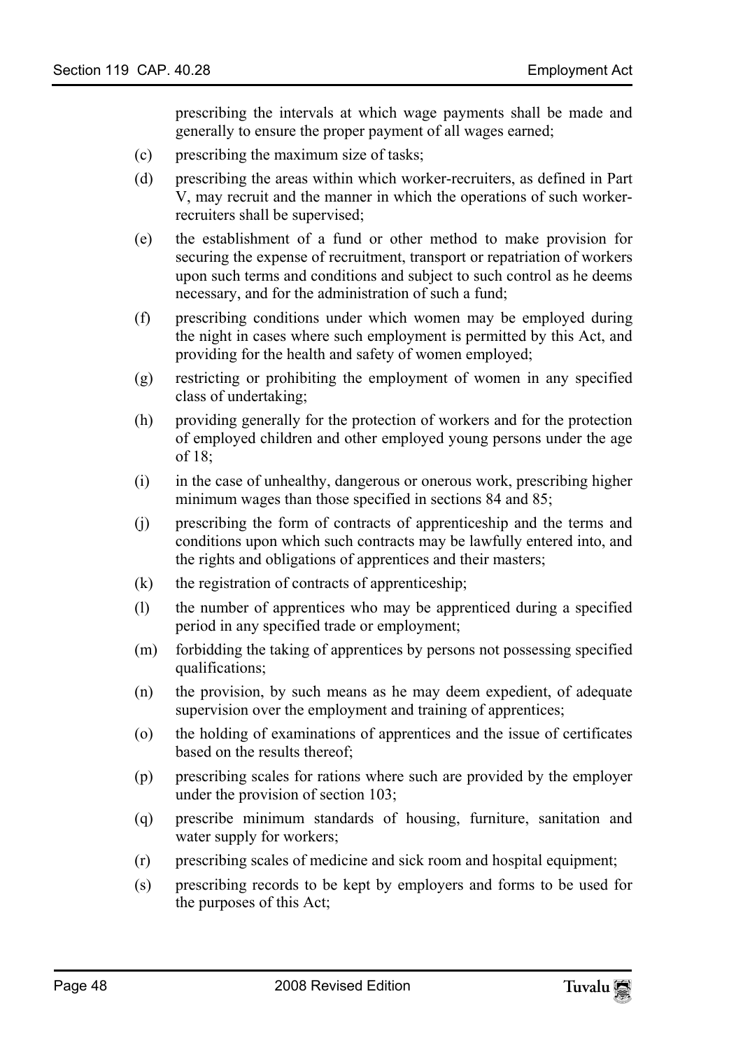prescribing the intervals at which wage payments shall be made and generally to ensure the proper payment of all wages earned;

(c) prescribing the maximum size of tasks;

(d) prescribing the areas within which worker-recruiters, as defined in Part V, may recruit and the manner in which the operations of such worker-recruiters shall be supervised;

(e) the establishment of a fund or other method to make provision for securing the expense of recruitment, transport or repatriation of workers upon such terms and conditions and subject to such control as he deems necessary, and for the administration of such a fund;

(f) prescribing conditions under which women may be employed during the night in cases where such employment is permitted by this Act, and providing for the health and safety of women employed;

(g) restricting or prohibiting the employment of women in any specified class of undertaking;

(h) providing generally for the protection of workers and for the protection of employed children and other employed young persons under the age of 18;

(i) in the case of unhealthy, dangerous or onerous work, prescribing higher minimum wages than those specified in sections 84 and 85;

(j) prescribing the form of contracts of apprenticeship and the terms and conditions upon which such contracts may be lawfully entered into, and the rights and obligations of apprentices and their masters;

(k) the registration of contracts of apprenticeship;

(l) the number of apprentices who may be apprenticed during a specified period in any specified trade or employment;

(m) forbidding the taking of apprentices by persons not possessing specified qualifications;

(n) the provision, by such means as he may deem expedient, of adequate supervision over the employment and training of apprentices;

(o) the holding of examinations of apprentices and the issue of certificates based on the results thereof;

(p) prescribing scales for rations where such are provided by the employer under the provision of section 103;

(q) prescribe minimum standards of housing, furniture, sanitation and water supply for workers;

(r) prescribing scales of medicine and sick room and hospital equipment;

(s) prescribing records to be kept by employers and forms to be used for the purposes of this Act;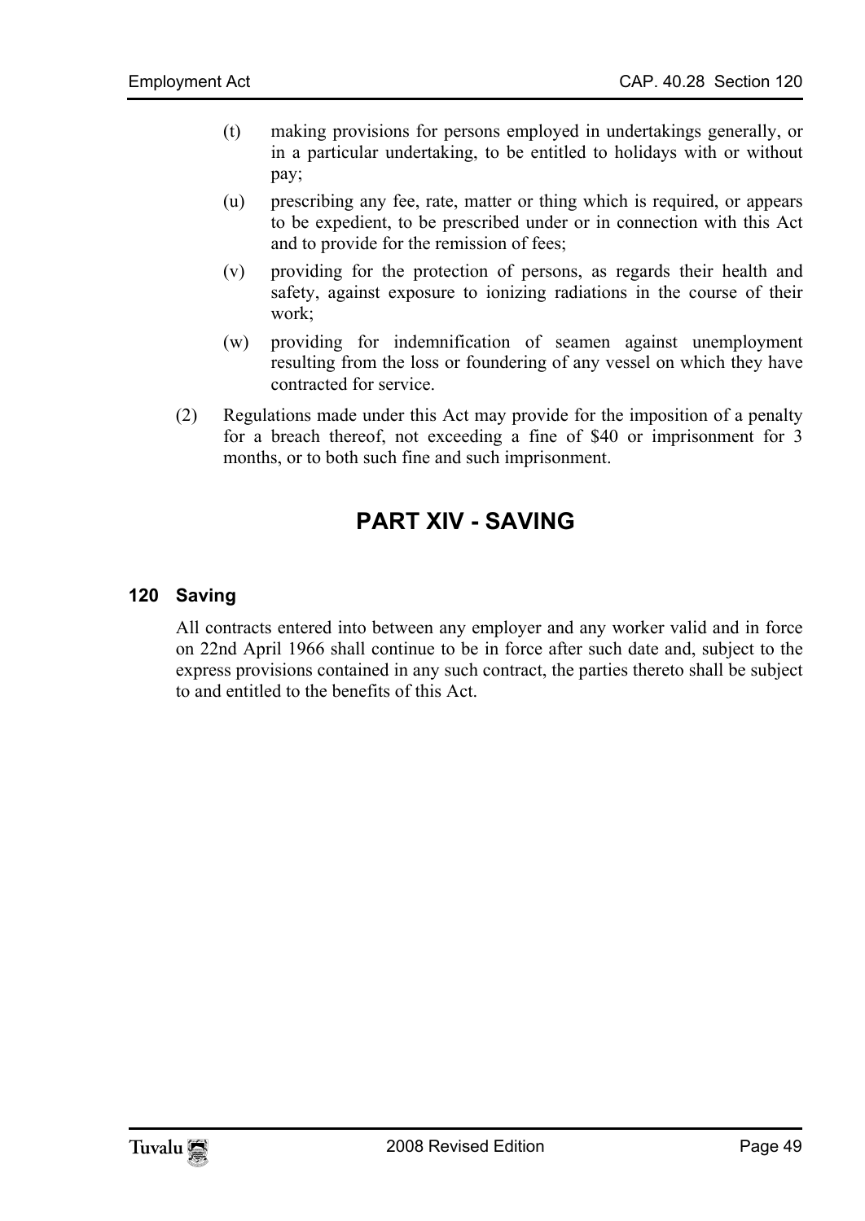(t) making provisions for persons employed in undertakings generally, or in a particular undertaking, to be entitled to holidays with or without pay;

(u) prescribing any fee, rate, matter or thing which is required, or appears to be expedient, to be prescribed under or in connection with this Act and to provide for the remission of fees;

(v) providing for the protection of persons, as regards their health and safety, against exposure to ionizing radiations in the course of their work;

(w) providing for indemnification of seamen against unemployment resulting from the loss or foundering of any vessel on which they have contracted for service.

(2) Regulations made under this Act may provide for the imposition of a penalty for a breach thereof, not exceeding a fine of $40 or imprisonment for 3 months, or to both such fine and such imprisonment.

# PART XIV - SAVING

### 120 Saving

All contracts entered into between any employer and any worker valid and in force on 22nd April 1966 shall continue to be in force after such date and, subject to the express provisions contained in any such contract, the parties thereto shall be subject to and entitled to the benefits of this Act.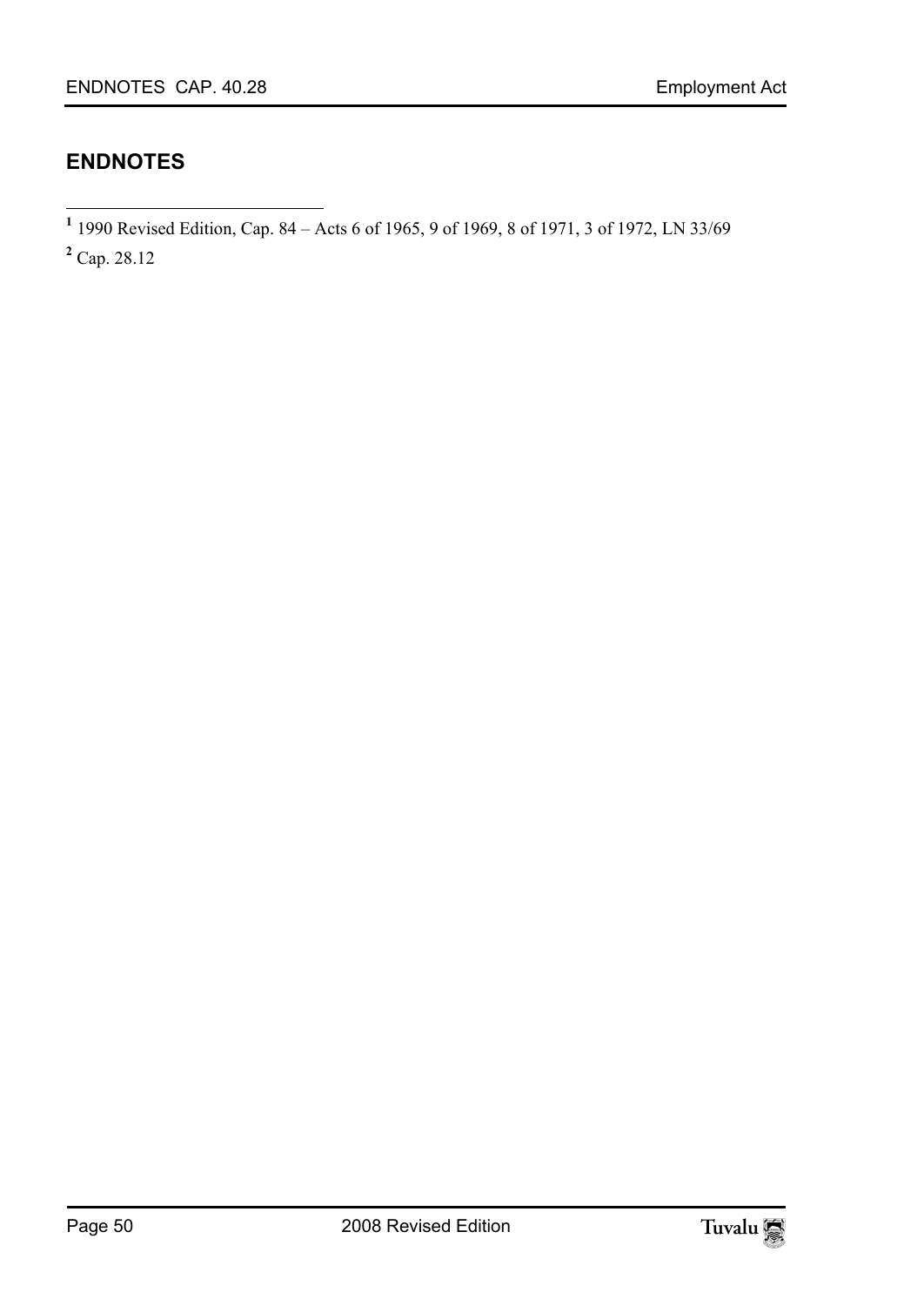## ENDNOTES

[1] 1990 Revised Edition, Cap. 84 – Acts 6 of 1965, 9 of 1969, 8 of 1971, 3 of 1972, LN 33/69

[2] Cap. 28.12